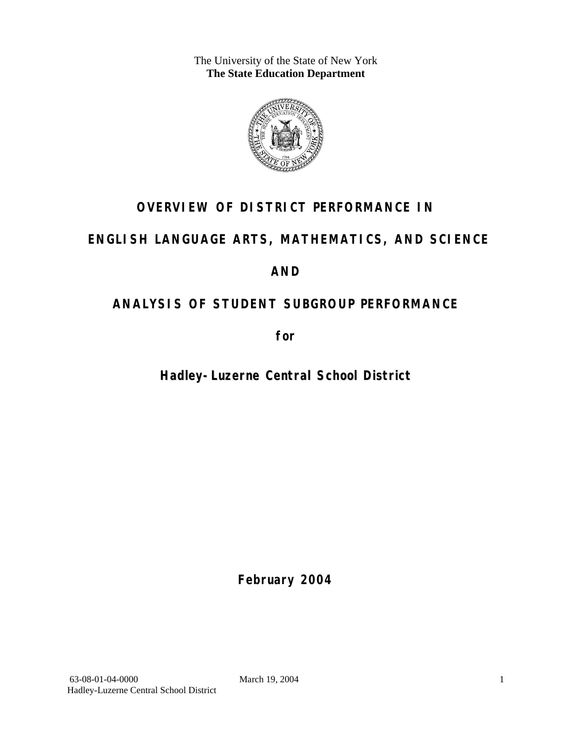The University of the State of New York
**The State Education Department**

# OVERVIEW OF DISTRICT PERFORMANCE IN

# ENGLISH LANGUAGE ARTS, MATHEMATICS, AND SCIENCE

# AND

# ANALYSIS OF STUDENT SUBGROUP PERFORMANCE

**for**

## Hadley-Luzerne Central School District

**February 2004**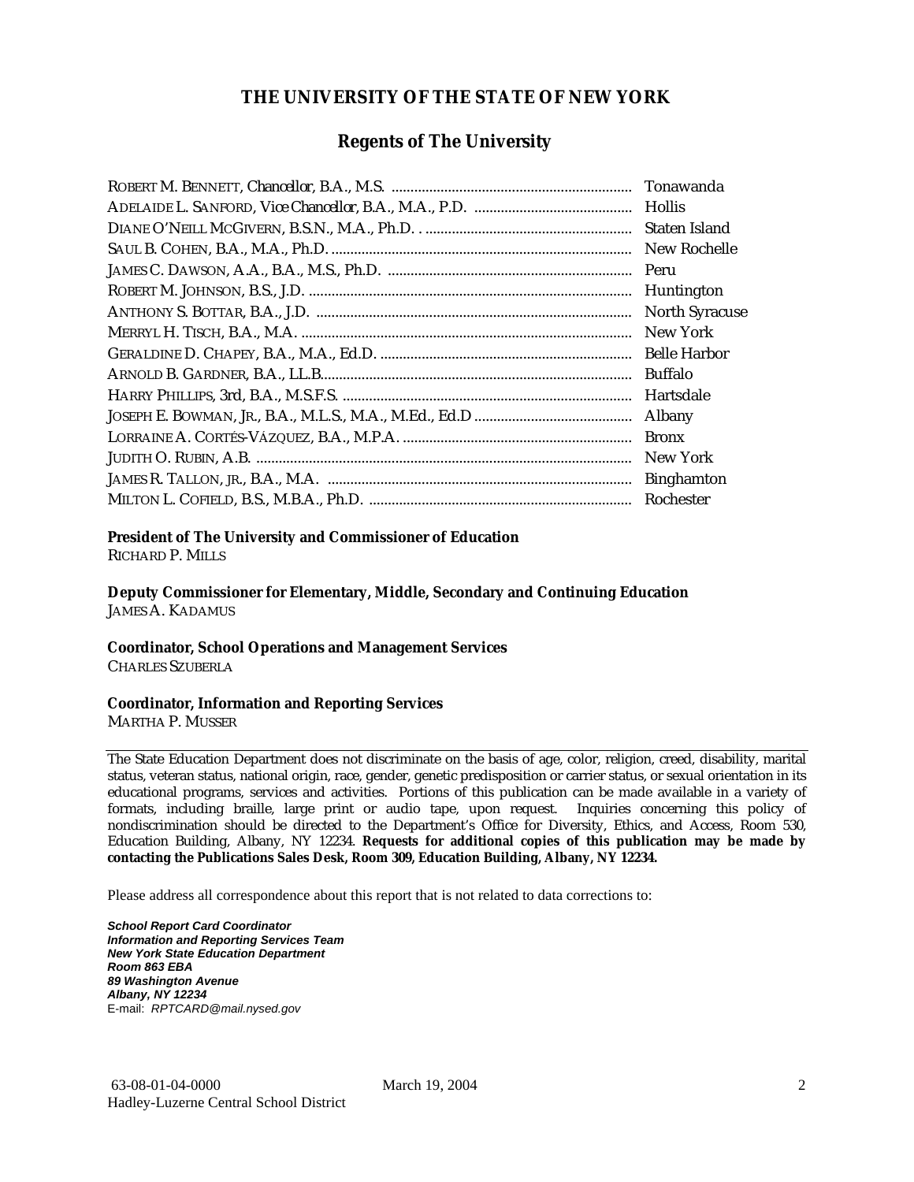# THE UNIVERSITY OF THE STATE OF NEW YORK

## Regents of The University

| | |
|---|---|
| ROBERT M. BENNETT, *Chancellor*, B.A., M.S. | Tonawanda |
| ADELAIDE L. SANFORD, *Vice Chancellor*, B.A., M.A., P.D. | Hollis |
| DIANE O'NEILL MCGIVERN, B.S.N., M.A., Ph.D. | Staten Island |
| SAUL B. COHEN, B.A., M.A., Ph.D. | New Rochelle |
| JAMES C. DAWSON, A.A., B.A., M.S., Ph.D. | Peru |
| ROBERT M. JOHNSON, B.S., J.D. | Huntington |
| ANTHONY S. BOTTAR, B.A., J.D. | North Syracuse |
| MERRYL H. TISCH, B.A., M.A. | New York |
| GERALDINE D. CHAPEY, B.A., M.A., Ed.D. | Belle Harbor |
| ARNOLD B. GARDNER, B.A., LL.B. | Buffalo |
| HARRY PHILLIPS, 3rd, B.A., M.S.F.S. | Hartsdale |
| JOSEPH E. BOWMAN, JR., B.A., M.L.S., M.A., M.Ed., Ed.D | Albany |
| LORRAINE A. CORTÉS-VÁZQUEZ, B.A., M.P.A. | Bronx |
| JUDITH O. RUBIN, A.B. | New York |
| JAMES R. TALLON, JR., B.A., M.A. | Binghamton |
| MILTON L. COFIELD, B.S., M.B.A., Ph.D. | Rochester |

**President of The University and Commissioner of Education**
RICHARD P. MILLS

**Deputy Commissioner for Elementary, Middle, Secondary and Continuing Education**
JAMES A. KADAMUS

**Coordinator, School Operations and Management Services**
CHARLES SZUBERLA

**Coordinator, Information and Reporting Services**
MARTHA P. MUSSER

---

The State Education Department does not discriminate on the basis of age, color, religion, creed, disability, marital status, veteran status, national origin, race, gender, genetic predisposition or carrier status, or sexual orientation in its educational programs, services and activities. Portions of this publication can be made available in a variety of formats, including braille, large print or audio tape, upon request. Inquiries concerning this policy of nondiscrimination should be directed to the Department's Office for Diversity, Ethics, and Access, Room 530, Education Building, Albany, NY 12234. **Requests for additional copies of this publication may be made by contacting the Publications Sales Desk, Room 309, Education Building, Albany, NY 12234.**

Please address all correspondence about this report that is not related to data corrections to:

***School Report Card Coordinator***
***Information and Reporting Services Team***
***New York State Education Department***
***Room 863 EBA***
***89 Washington Avenue***
***Albany, NY 12234***
E-mail: *RPTCARD@mail.nysed.gov*

63-08-01-04-0000 March 19, 2004
Hadley-Luzerne Central School District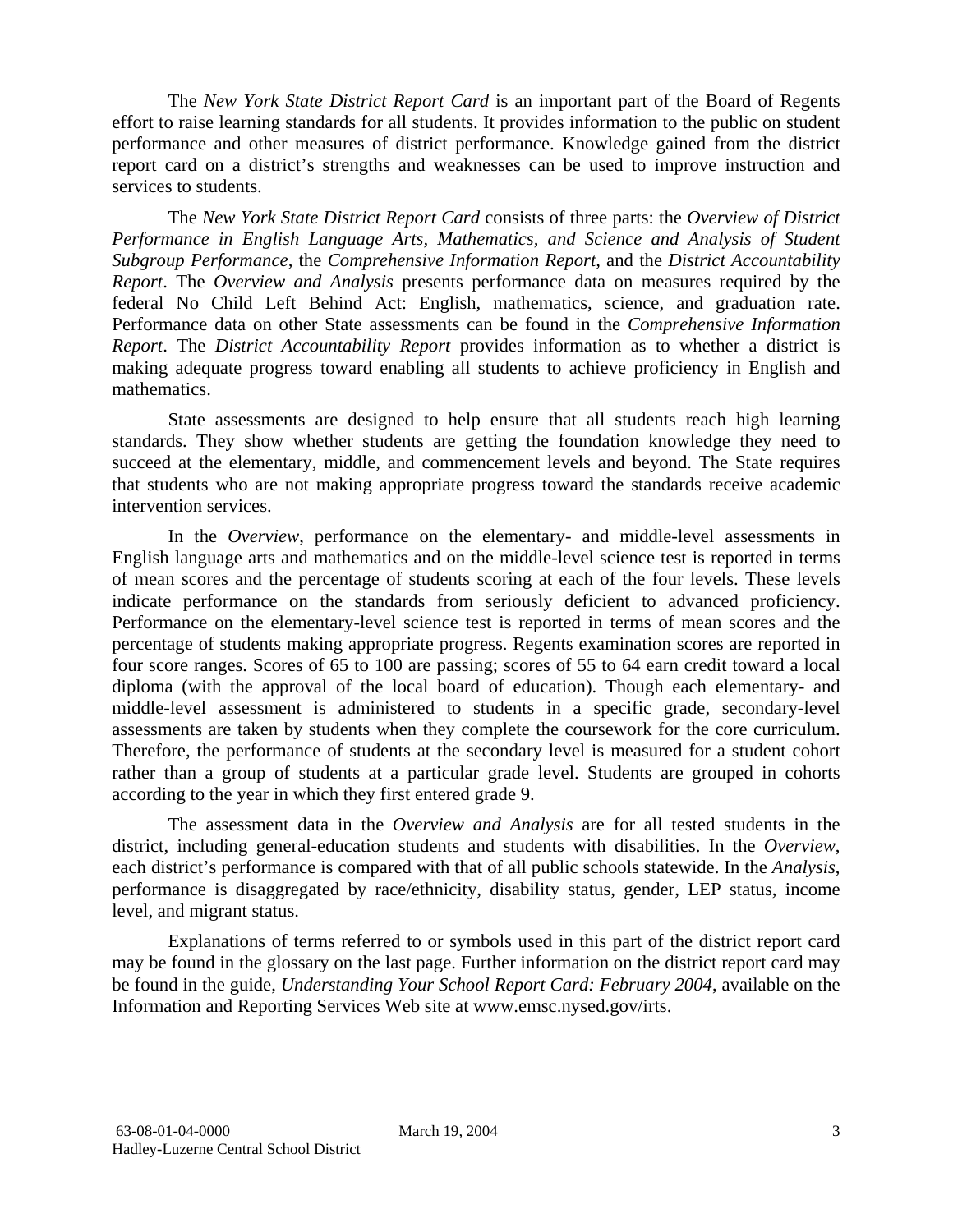The *New York State District Report Card* is an important part of the Board of Regents effort to raise learning standards for all students. It provides information to the public on student performance and other measures of district performance. Knowledge gained from the district report card on a district's strengths and weaknesses can be used to improve instruction and services to students.

The *New York State District Report Card* consists of three parts: the *Overview of District Performance in English Language Arts, Mathematics, and Science and Analysis of Student Subgroup Performance,* the *Comprehensive Information Report,* and the *District Accountability Report*. The *Overview and Analysis* presents performance data on measures required by the federal No Child Left Behind Act: English, mathematics, science, and graduation rate. Performance data on other State assessments can be found in the *Comprehensive Information Report*. The *District Accountability Report* provides information as to whether a district is making adequate progress toward enabling all students to achieve proficiency in English and mathematics.

State assessments are designed to help ensure that all students reach high learning standards. They show whether students are getting the foundation knowledge they need to succeed at the elementary, middle, and commencement levels and beyond. The State requires that students who are not making appropriate progress toward the standards receive academic intervention services.

In the *Overview*, performance on the elementary- and middle-level assessments in English language arts and mathematics and on the middle-level science test is reported in terms of mean scores and the percentage of students scoring at each of the four levels. These levels indicate performance on the standards from seriously deficient to advanced proficiency. Performance on the elementary-level science test is reported in terms of mean scores and the percentage of students making appropriate progress. Regents examination scores are reported in four score ranges. Scores of 65 to 100 are passing; scores of 55 to 64 earn credit toward a local diploma (with the approval of the local board of education). Though each elementary- and middle-level assessment is administered to students in a specific grade, secondary-level assessments are taken by students when they complete the coursework for the core curriculum. Therefore, the performance of students at the secondary level is measured for a student cohort rather than a group of students at a particular grade level. Students are grouped in cohorts according to the year in which they first entered grade 9.

The assessment data in the *Overview and Analysis* are for all tested students in the district, including general-education students and students with disabilities. In the *Overview*, each district's performance is compared with that of all public schools statewide. In the *Analysis*, performance is disaggregated by race/ethnicity, disability status, gender, LEP status, income level, and migrant status.

Explanations of terms referred to or symbols used in this part of the district report card may be found in the glossary on the last page. Further information on the district report card may be found in the guide, *Understanding Your School Report Card: February 2004*, available on the Information and Reporting Services Web site at www.emsc.nysed.gov/irts.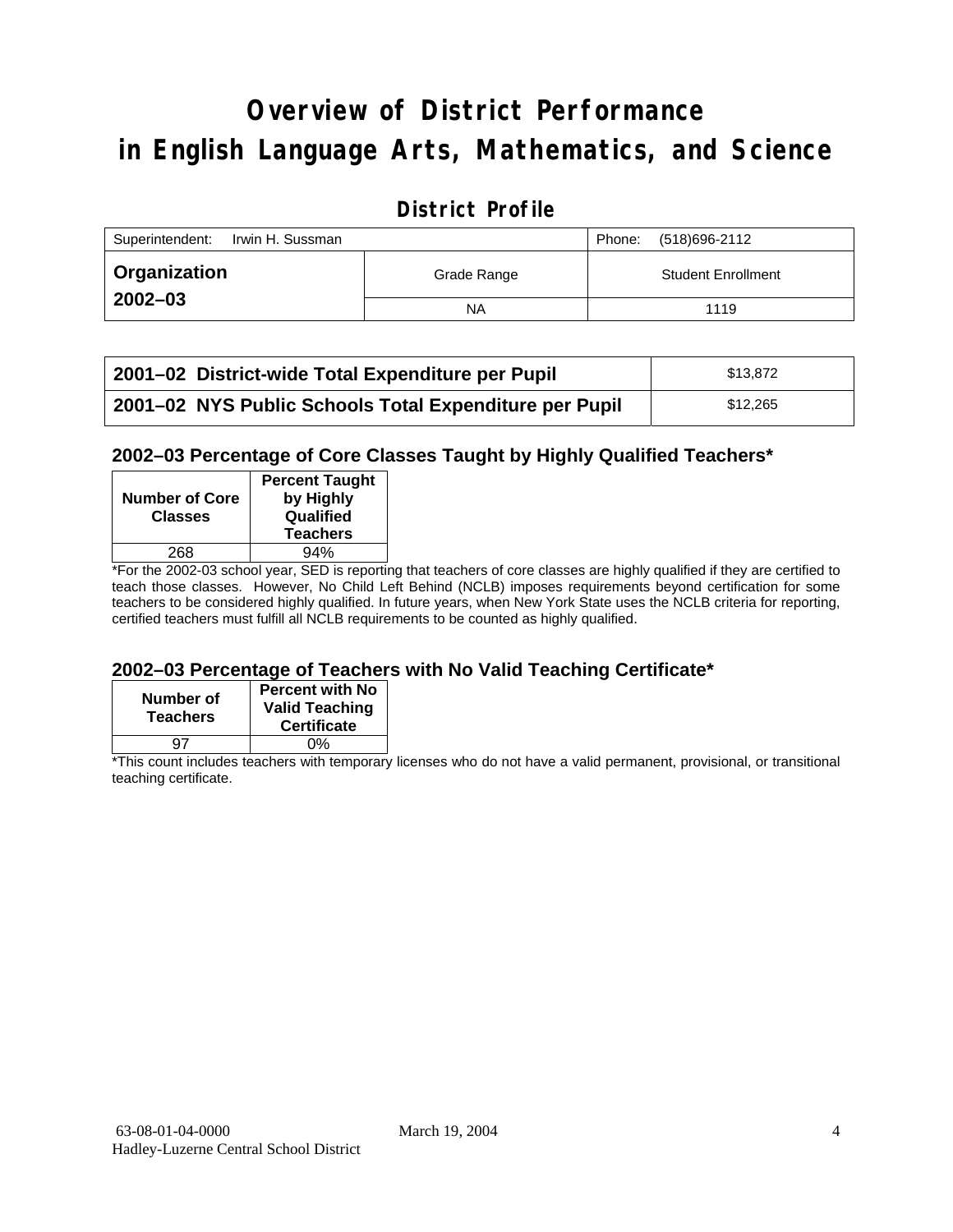# Overview of District Performance in English Language Arts, Mathematics, and Science

## District Profile

| Superintendent: Irwin H. Sussman | | Phone: (518)696-2112 |
|---|---|---|
| **Organization 2002–03** | Grade Range | Student Enrollment |
| | NA | 1119 |

| | |
|---|---|
| **2001–02 District-wide Total Expenditure per Pupil** | $13,872 |
| **2001–02 NYS Public Schools Total Expenditure per Pupil** | $12,265 |

### 2002–03 Percentage of Core Classes Taught by Highly Qualified Teachers*

| Number of Core Classes | Percent Taught by Highly Qualified Teachers |
|---|---|
| 268 | 94% |

*For the 2002-03 school year, SED is reporting that teachers of core classes are highly qualified if they are certified to teach those classes. However, No Child Left Behind (NCLB) imposes requirements beyond certification for some teachers to be considered highly qualified. In future years, when New York State uses the NCLB criteria for reporting, certified teachers must fulfill all NCLB requirements to be counted as highly qualified.

### 2002–03 Percentage of Teachers with No Valid Teaching Certificate*

| Number of Teachers | Percent with No Valid Teaching Certificate |
|---|---|
| 97 | 0% |

*This count includes teachers with temporary licenses who do not have a valid permanent, provisional, or transitional teaching certificate.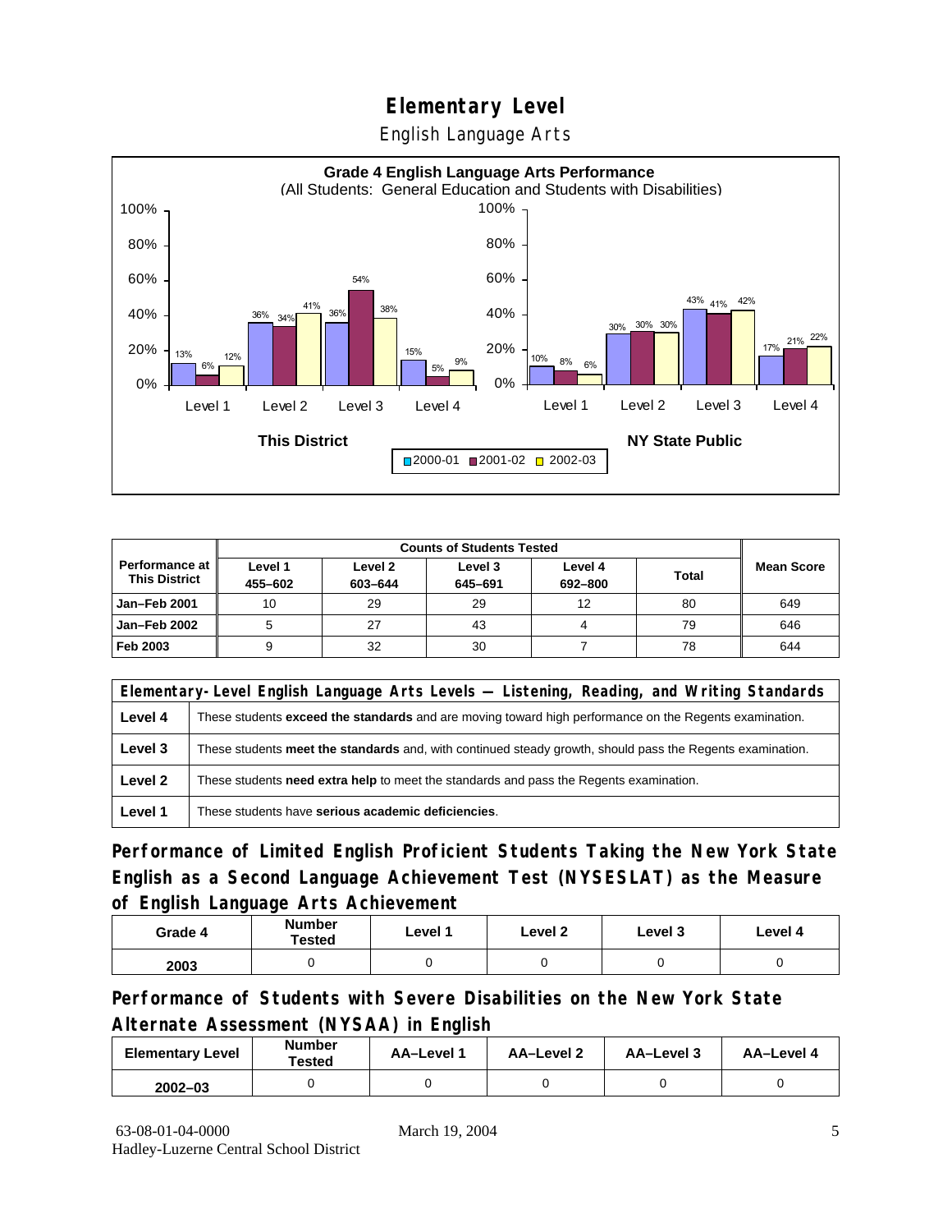# Elementary Level

English Language Arts

**Grade 4 English Language Arts Performance**
(All Students: General Education and Students with Disabilities)

| This District | 2000-01 | 2001-02 | 2002-03 |
|---|---|---|---|
| Level 1 | 13% | 6% | 12% |
| Level 2 | 36% | 34% | 41% |
| Level 3 | 36% | 54% | 38% |
| Level 4 | 15% | 5% | 9% |

| NY State Public | 2000-01 | 2001-02 | 2002-03 |
|---|---|---|---|
| Level 1 | 10% | 8% | 6% |
| Level 2 | 30% | 30% | 30% |
| Level 3 | 43% | 41% | 42% |
| Level 4 | 17% | 21% | 22% |

| Performance at This District | Counts of Students Tested | | | | | Mean Score |
|---|---|---|---|---|---|---|
| | Level 1 455–602 | Level 2 603–644 | Level 3 645–691 | Level 4 692–800 | Total | |
| Jan–Feb 2001 | 10 | 29 | 29 | 12 | 80 | 649 |
| Jan–Feb 2002 | 5 | 27 | 43 | 4 | 79 | 646 |
| Feb 2003 | 9 | 32 | 30 | 7 | 78 | 644 |

| Elementary-Level English Language Arts Levels — Listening, Reading, and Writing Standards | |
|---|---|
| Level 4 | These students **exceed the standards** and are moving toward high performance on the Regents examination. |
| Level 3 | These students **meet the standards** and, with continued steady growth, should pass the Regents examination. |
| Level 2 | These students **need extra help** to meet the standards and pass the Regents examination. |
| Level 1 | These students have **serious academic deficiencies**. |

## Performance of Limited English Proficient Students Taking the New York State English as a Second Language Achievement Test (NYSESLAT) as the Measure of English Language Arts Achievement

| Grade 4 | Number Tested | Level 1 | Level 2 | Level 3 | Level 4 |
|---|---|---|---|---|---|
| 2003 | 0 | 0 | 0 | 0 | 0 |

## Performance of Students with Severe Disabilities on the New York State Alternate Assessment (NYSAA) in English

| Elementary Level | Number Tested | AA–Level 1 | AA–Level 2 | AA–Level 3 | AA–Level 4 |
|---|---|---|---|---|---|
| 2002–03 | 0 | 0 | 0 | 0 | 0 |

63-08-01-04-0000 March 19, 2004
Hadley-Luzerne Central School District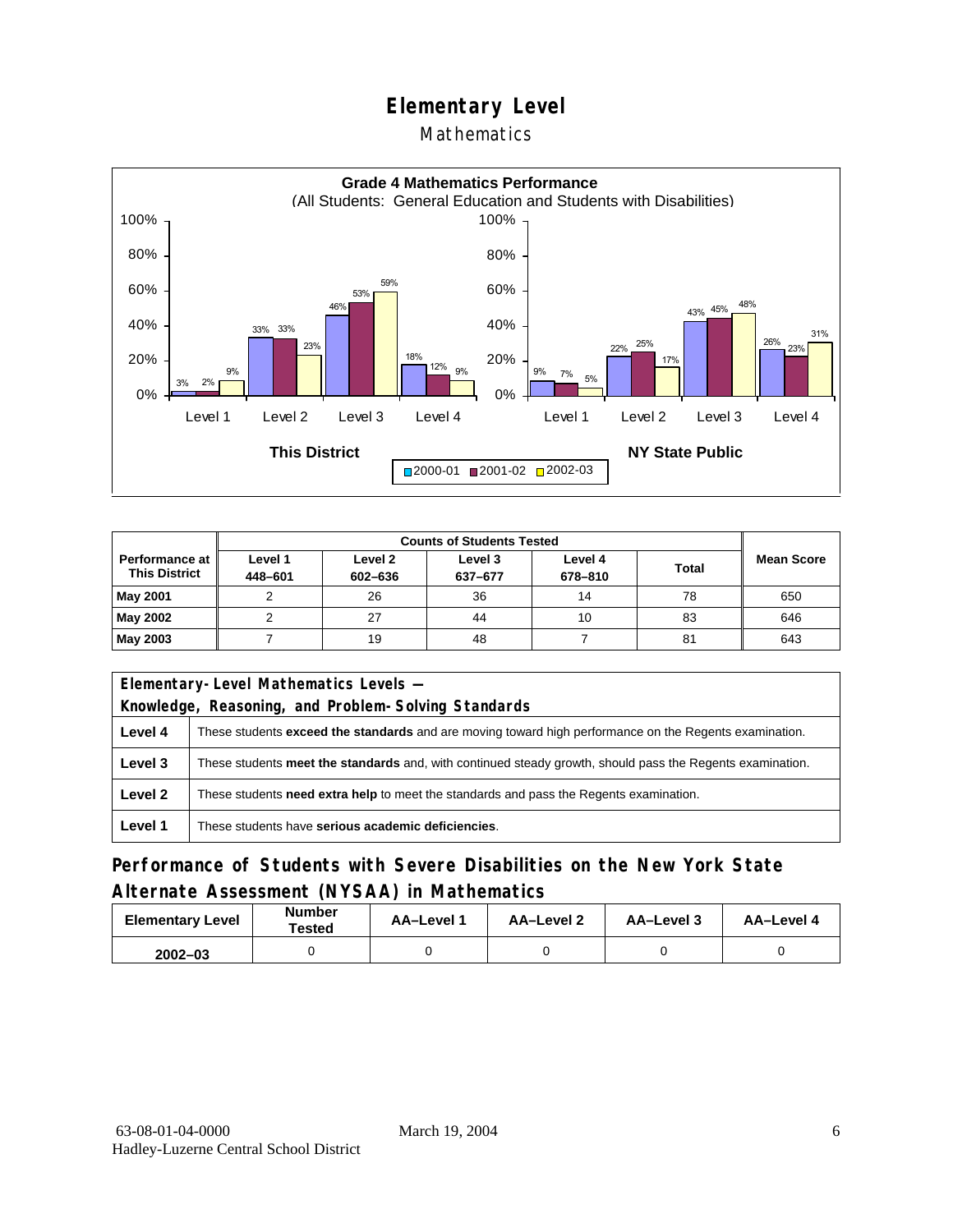# Elementary Level

## Mathematics

**Grade 4 Mathematics Performance**
(All Students: General Education and Students with Disabilities)

| | This District 2000-01 | This District 2001-02 | This District 2002-03 | NY State Public 2000-01 | NY State Public 2001-02 | NY State Public 2002-03 |
|---|---|---|---|---|---|---|
| Level 1 | 3% | 2% | 9% | 9% | 7% | 5% |
| Level 2 | 33% | 33% | 23% | 22% | 25% | 17% |
| Level 3 | 46% | 53% | 59% | 43% | 45% | 48% |
| Level 4 | 18% | 12% | 9% | 26% | 23% | 31% |

| Performance at This District | Counts of Students Tested | | | | | Mean Score |
|---|---|---|---|---|---|---|
| | Level 1 448–601 | Level 2 602–636 | Level 3 637–677 | Level 4 678–810 | Total | |
| **May 2001** | 2 | 26 | 36 | 14 | 78 | 650 |
| **May 2002** | 2 | 27 | 44 | 10 | 83 | 646 |
| **May 2003** | 7 | 19 | 48 | 7 | 81 | 643 |

| Elementary-Level Mathematics Levels — Knowledge, Reasoning, and Problem-Solving Standards | |
|---|---|
| **Level 4** | These students **exceed the standards** and are moving toward high performance on the Regents examination. |
| **Level 3** | These students **meet the standards** and, with continued steady growth, should pass the Regents examination. |
| **Level 2** | These students **need extra help** to meet the standards and pass the Regents examination. |
| **Level 1** | These students have **serious academic deficiencies**. |

## Performance of Students with Severe Disabilities on the New York State Alternate Assessment (NYSAA) in Mathematics

| Elementary Level | Number Tested | AA–Level 1 | AA–Level 2 | AA–Level 3 | AA–Level 4 |
|---|---|---|---|---|---|
| **2002–03** | 0 | 0 | 0 | 0 | 0 |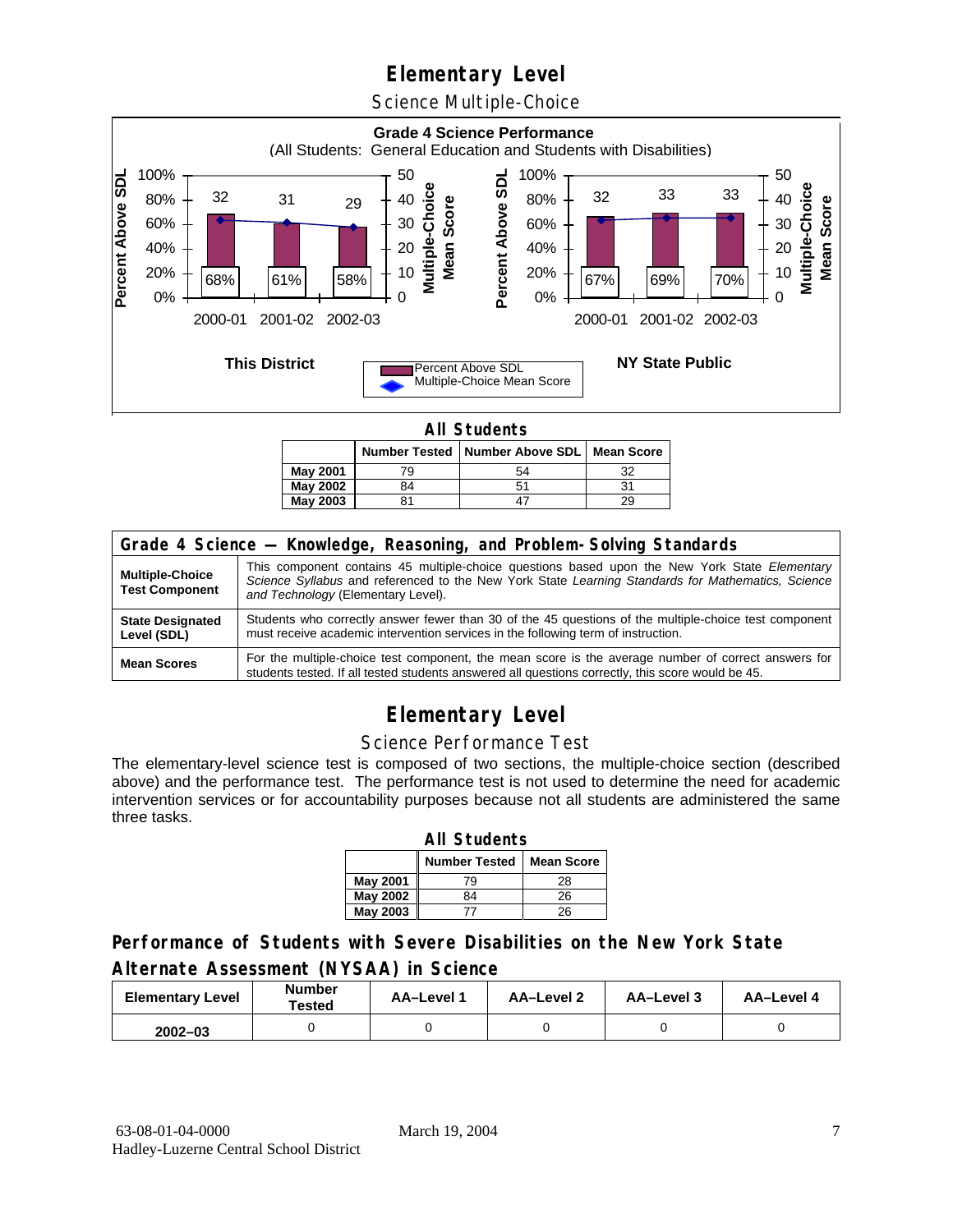# Elementary Level

## Science Multiple-Choice

**Grade 4 Science Performance**
(All Students: General Education and Students with Disabilities)

**This District**

| | 2000-01 | 2001-02 | 2002-03 |
|---|---|---|---|
| Percent Above SDL | 68% | 61% | 58% |
| Multiple-Choice Mean Score | 32 | 31 | 29 |

**NY State Public**

| | 2000-01 | 2001-02 | 2002-03 |
|---|---|---|---|
| Percent Above SDL | 67% | 69% | 70% |
| Multiple-Choice Mean Score | 32 | 33 | 33 |

**All Students**

| | Number Tested | Number Above SDL | Mean Score |
|---|---|---|---|
| **May 2001** | 79 | 54 | 32 |
| **May 2002** | 84 | 51 | 31 |
| **May 2003** | 81 | 47 | 29 |

| Grade 4 Science — Knowledge, Reasoning, and Problem-Solving Standards | |
|---|---|
| **Multiple-Choice Test Component** | This component contains 45 multiple-choice questions based upon the New York State *Elementary Science Syllabus* and referenced to the New York State *Learning Standards for Mathematics, Science and Technology* (Elementary Level). |
| **State Designated Level (SDL)** | Students who correctly answer fewer than 30 of the 45 questions of the multiple-choice test component must receive academic intervention services in the following term of instruction. |
| **Mean Scores** | For the multiple-choice test component, the mean score is the average number of correct answers for students tested. If all tested students answered all questions correctly, this score would be 45. |

# Elementary Level

## Science Performance Test

The elementary-level science test is composed of two sections, the multiple-choice section (described above) and the performance test. The performance test is not used to determine the need for academic intervention services or for accountability purposes because not all students are administered the same three tasks.

**All Students**

| | Number Tested | Mean Score |
|---|---|---|
| **May 2001** | 79 | 28 |
| **May 2002** | 84 | 26 |
| **May 2003** | 77 | 26 |

### Performance of Students with Severe Disabilities on the New York State Alternate Assessment (NYSAA) in Science

| Elementary Level | Number Tested | AA–Level 1 | AA–Level 2 | AA–Level 3 | AA–Level 4 |
|---|---|---|---|---|---|
| **2002–03** | 0 | 0 | 0 | 0 | 0 |

63-08-01-04-0000 March 19, 2004
Hadley-Luzerne Central School District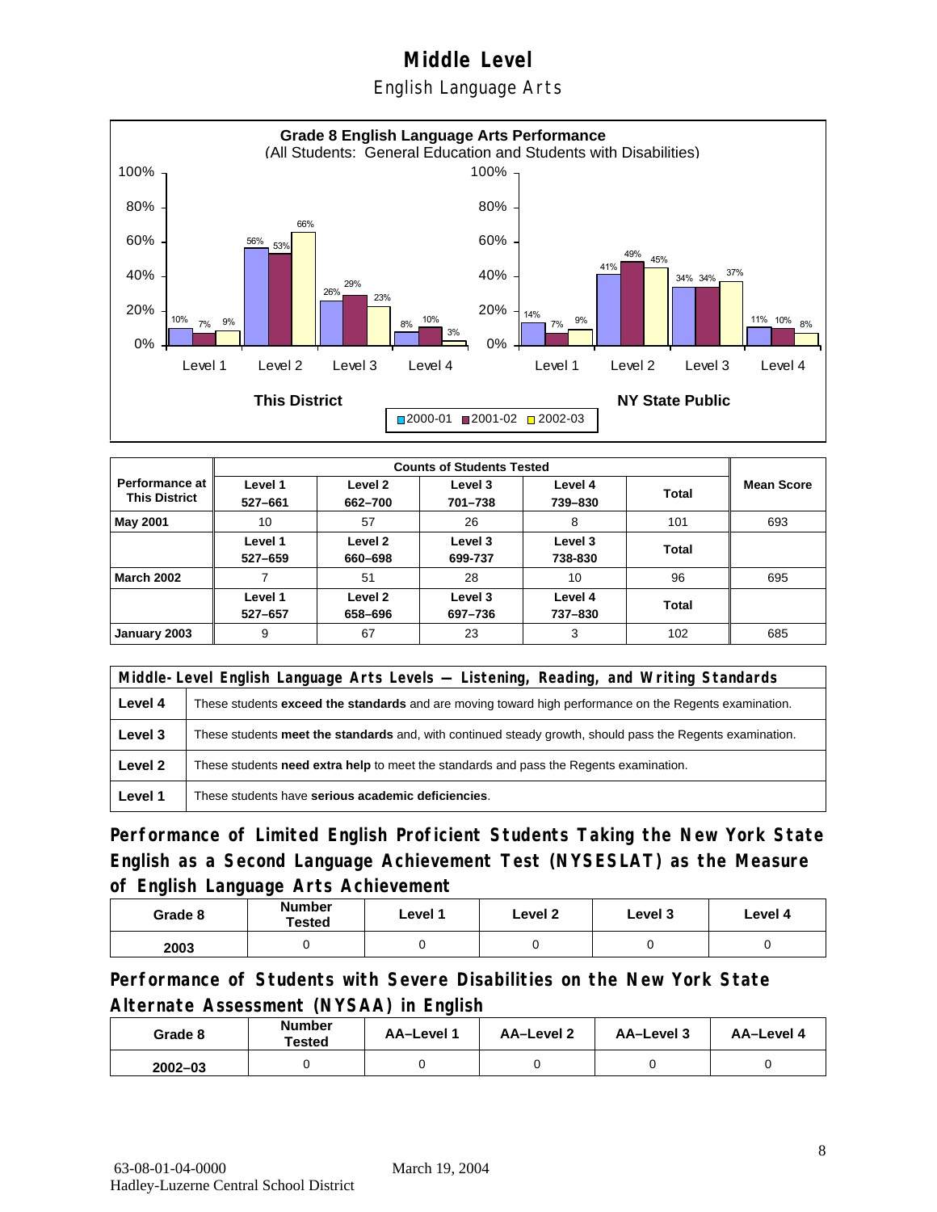# Middle Level

## English Language Arts

**Grade 8 English Language Arts Performance**
(All Students: General Education and Students with Disabilities)

| | This District 2000-01 | This District 2001-02 | This District 2002-03 | NY State Public 2000-01 | NY State Public 2001-02 | NY State Public 2002-03 |
|---|---|---|---|---|---|---|
| Level 1 | 10% | 7% | 9% | 14% | 7% | 9% |
| Level 2 | 56% | 53% | 66% | 41% | 49% | 45% |
| Level 3 | 26% | 29% | 23% | 34% | 34% | 37% |
| Level 4 | 8% | 10% | 3% | 11% | 10% | 8% |

| Performance at This District | Counts of Students Tested | | | | | Mean Score |
|---|---|---|---|---|---|---|
| | Level 1 527–661 | Level 2 662–700 | Level 3 701–738 | Level 4 739–830 | Total | |
| **May 2001** | 10 | 57 | 26 | 8 | 101 | 693 |
| | Level 1 527–659 | Level 2 660–698 | Level 3 699-737 | Level 3 738-830 | Total | |
| **March 2002** | 7 | 51 | 28 | 10 | 96 | 695 |
| | Level 1 527–657 | Level 2 658–696 | Level 3 697–736 | Level 4 737–830 | Total | |
| **January 2003** | 9 | 67 | 23 | 3 | 102 | 685 |

| Middle-Level English Language Arts Levels — Listening, Reading, and Writing Standards | |
|---|---|
| **Level 4** | These students **exceed the standards** and are moving toward high performance on the Regents examination. |
| **Level 3** | These students **meet the standards** and, with continued steady growth, should pass the Regents examination. |
| **Level 2** | These students **need extra help** to meet the standards and pass the Regents examination. |
| **Level 1** | These students have **serious academic deficiencies**. |

## Performance of Limited English Proficient Students Taking the New York State English as a Second Language Achievement Test (NYSESLAT) as the Measure of English Language Arts Achievement

| Grade 8 | Number Tested | Level 1 | Level 2 | Level 3 | Level 4 |
|---|---|---|---|---|---|
| 2003 | 0 | 0 | 0 | 0 | 0 |

## Performance of Students with Severe Disabilities on the New York State Alternate Assessment (NYSAA) in English

| Grade 8 | Number Tested | AA–Level 1 | AA–Level 2 | AA–Level 3 | AA–Level 4 |
|---|---|---|---|---|---|
| 2002–03 | 0 | 0 | 0 | 0 | 0 |

63-08-01-04-0000 March 19, 2004
Hadley-Luzerne Central School District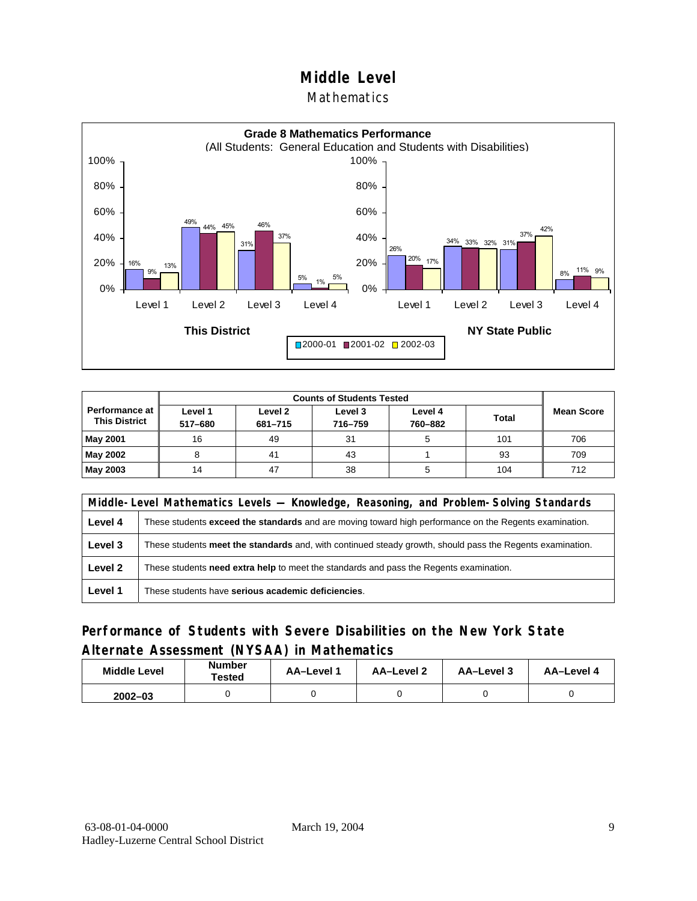# Middle Level

## Mathematics

**Grade 8 Mathematics Performance**
(All Students: General Education and Students with Disabilities)

| | This District 2000-01 | This District 2001-02 | This District 2002-03 | NY State Public 2000-01 | NY State Public 2001-02 | NY State Public 2002-03 |
|---|---|---|---|---|---|---|
| Level 1 | 16% | 9% | 13% | 26% | 20% | 17% |
| Level 2 | 49% | 44% | 45% | 34% | 33% | 32% |
| Level 3 | 31% | 46% | 37% | 31% | 37% | 42% |
| Level 4 | 5% | 1% | 5% | 8% | 11% | 9% |

| Performance at This District | Counts of Students Tested | | | | | Mean Score |
|---|---|---|---|---|---|---|
| | Level 1 517–680 | Level 2 681–715 | Level 3 716–759 | Level 4 760–882 | Total | |
| **May 2001** | 16 | 49 | 31 | 5 | 101 | 706 |
| **May 2002** | 8 | 41 | 43 | 1 | 93 | 709 |
| **May 2003** | 14 | 47 | 38 | 5 | 104 | 712 |

| Middle-Level Mathematics Levels — Knowledge, Reasoning, and Problem-Solving Standards | |
|---|---|
| **Level 4** | These students **exceed the standards** and are moving toward high performance on the Regents examination. |
| **Level 3** | These students **meet the standards** and, with continued steady growth, should pass the Regents examination. |
| **Level 2** | These students **need extra help** to meet the standards and pass the Regents examination. |
| **Level 1** | These students have **serious academic deficiencies**. |

## Performance of Students with Severe Disabilities on the New York State Alternate Assessment (NYSAA) in Mathematics

| Middle Level | Number Tested | AA–Level 1 | AA–Level 2 | AA–Level 3 | AA–Level 4 |
|---|---|---|---|---|---|
| **2002–03** | 0 | 0 | 0 | 0 | 0 |

63-08-01-04-0000 March 19, 2004
Hadley-Luzerne Central School District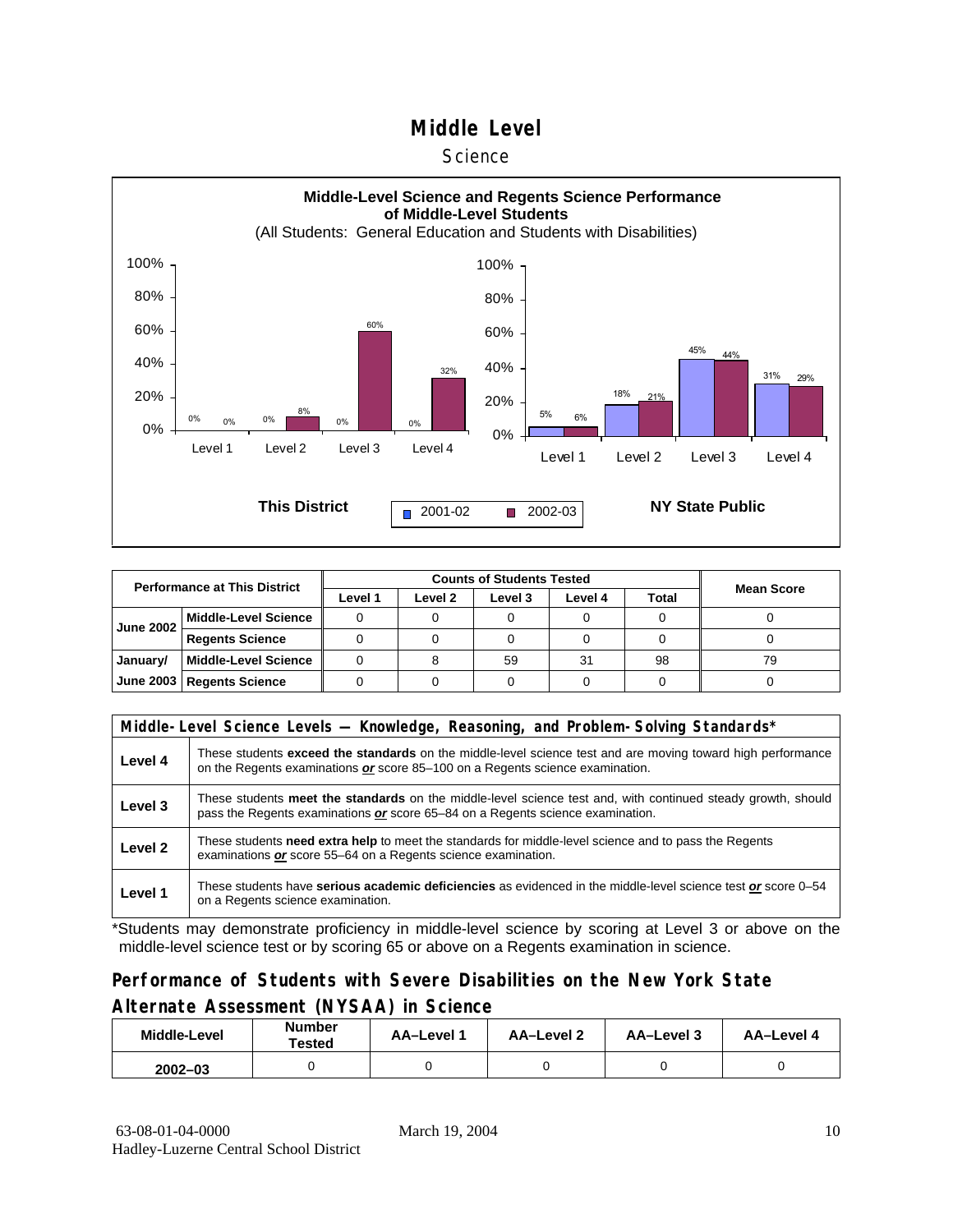# Middle Level

## Science

**Middle-Level Science and Regents Science Performance of Middle-Level Students**

(All Students: General Education and Students with Disabilities)

**This District**

| | 2001-02 | 2002-03 |
|---|---|---|
| Level 1 | 0% | 0% |
| Level 2 | 0% | 8% |
| Level 3 | 0% | 60% |
| Level 4 | 0% | 32% |

**NY State Public**

| | 2001-02 | 2002-03 |
|---|---|---|
| Level 1 | 5% | 6% |
| Level 2 | 18% | 21% |
| Level 3 | 45% | 44% |
| Level 4 | 31% | 29% |

| Performance at This District | | Counts of Students Tested | | | | | Mean Score |
|---|---|---|---|---|---|---|---|
| | | Level 1 | Level 2 | Level 3 | Level 4 | Total | |
| June 2002 | Middle-Level Science | 0 | 0 | 0 | 0 | 0 | 0 |
| | Regents Science | 0 | 0 | 0 | 0 | 0 | 0 |
| January/ June 2003 | Middle-Level Science | 0 | 8 | 59 | 31 | 98 | 79 |
| | Regents Science | 0 | 0 | 0 | 0 | 0 | 0 |

| Middle-Level Science Levels — Knowledge, Reasoning, and Problem-Solving Standards* | |
|---|---|
| Level 4 | These students **exceed the standards** on the middle-level science test and are moving toward high performance on the Regents examinations ***or*** score 85–100 on a Regents science examination. |
| Level 3 | These students **meet the standards** on the middle-level science test and, with continued steady growth, should pass the Regents examinations ***or*** score 65–84 on a Regents science examination. |
| Level 2 | These students **need extra help** to meet the standards for middle-level science and to pass the Regents examinations ***or*** score 55–64 on a Regents science examination. |
| Level 1 | These students have **serious academic deficiencies** as evidenced in the middle-level science test ***or*** score 0–54 on a Regents science examination. |

*Students may demonstrate proficiency in middle-level science by scoring at Level 3 or above on the middle-level science test or by scoring 65 or above on a Regents examination in science.

## Performance of Students with Severe Disabilities on the New York State Alternate Assessment (NYSAA) in Science

| Middle-Level | Number Tested | AA–Level 1 | AA–Level 2 | AA–Level 3 | AA–Level 4 |
|---|---|---|---|---|---|
| 2002–03 | 0 | 0 | 0 | 0 | 0 |

63-08-01-04-0000 March 19, 2004
Hadley-Luzerne Central School District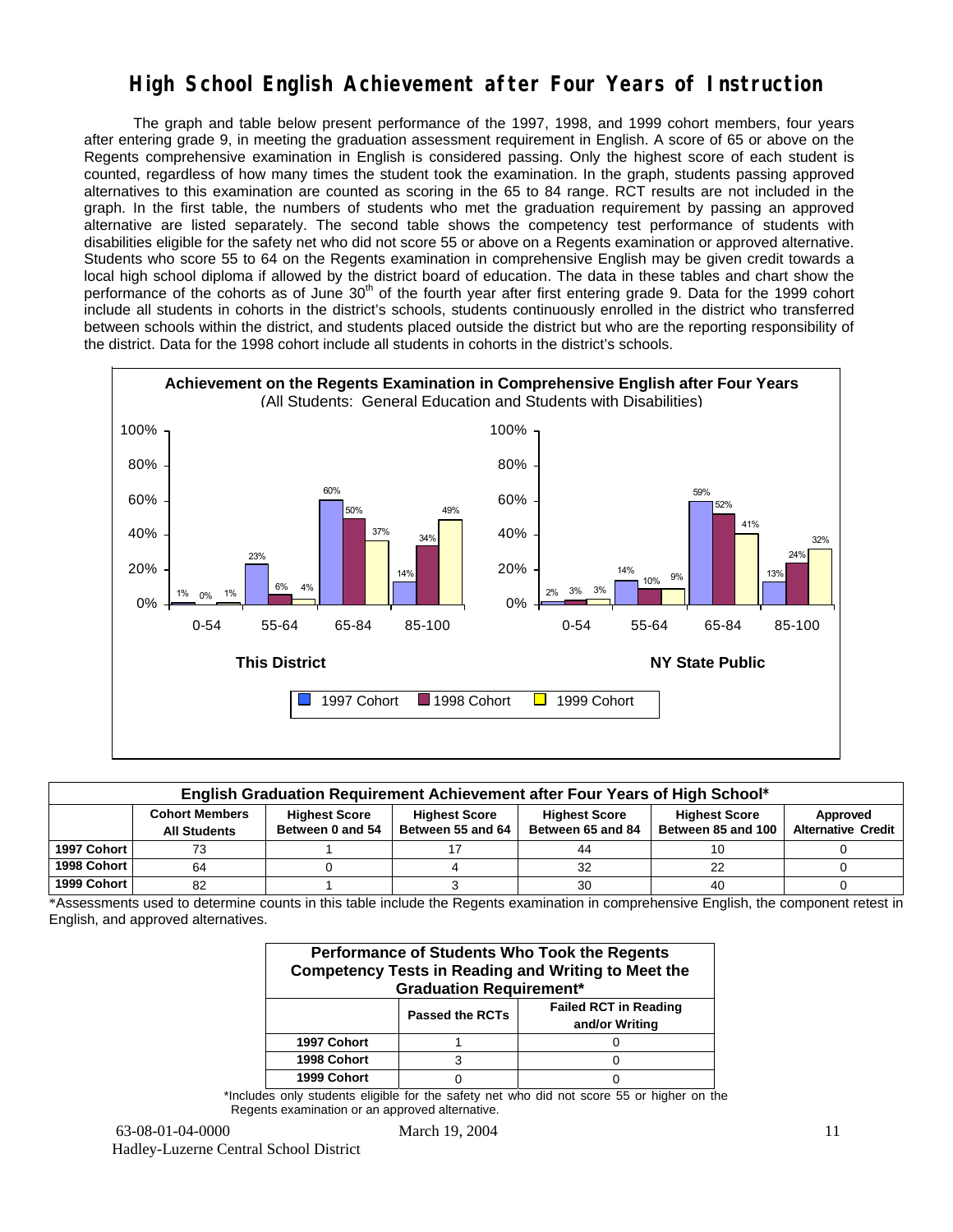# High School English Achievement after Four Years of Instruction

The graph and table below present performance of the 1997, 1998, and 1999 cohort members, four years after entering grade 9, in meeting the graduation assessment requirement in English. A score of 65 or above on the Regents comprehensive examination in English is considered passing. Only the highest score of each student is counted, regardless of how many times the student took the examination. In the graph, students passing approved alternatives to this examination are counted as scoring in the 65 to 84 range. RCT results are not included in the graph. In the first table, the numbers of students who met the graduation requirement by passing an approved alternative are listed separately. The second table shows the competency test performance of students with disabilities eligible for the safety net who did not score 55 or above on a Regents examination or approved alternative. Students who score 55 to 64 on the Regents examination in comprehensive English may be given credit towards a local high school diploma if allowed by the district board of education. The data in these tables and chart show the performance of the cohorts as of June 30th of the fourth year after first entering grade 9. Data for the 1999 cohort include all students in cohorts in the district's schools, students continuously enrolled in the district who transferred between schools within the district, and students placed outside the district but who are the reporting responsibility of the district. Data for the 1998 cohort include all students in cohorts in the district's schools.

**Achievement on the Regents Examination in Comprehensive English after Four Years**
(All Students: General Education and Students with Disabilities)

**This District**

| Score | 1997 Cohort | 1998 Cohort | 1999 Cohort |
|---|---|---|---|
| 0-54 | 1% | 0% | 1% |
| 55-64 | 23% | 6% | 4% |
| 65-84 | 60% | 50% | 37% |
| 85-100 | 14% | 34% | 49% |

**NY State Public**

| Score | 1997 Cohort | 1998 Cohort | 1999 Cohort |
|---|---|---|---|
| 0-54 | 2% | 3% | 3% |
| 55-64 | 14% | 10% | 9% |
| 65-84 | 59% | 52% | 41% |
| 85-100 | 13% | 24% | 32% |

| English Graduation Requirement Achievement after Four Years of High School* | | | | | | |
|---|---|---|---|---|---|---|
| | Cohort Members All Students | Highest Score Between 0 and 54 | Highest Score Between 55 and 64 | Highest Score Between 65 and 84 | Highest Score Between 85 and 100 | Approved Alternative Credit |
| 1997 Cohort | 73 | 1 | 17 | 44 | 10 | 0 |
| 1998 Cohort | 64 | 0 | 4 | 32 | 22 | 0 |
| 1999 Cohort | 82 | 1 | 3 | 30 | 40 | 0 |

*Assessments used to determine counts in this table include the Regents examination in comprehensive English, the component retest in English, and approved alternatives.

| Performance of Students Who Took the Regents Competency Tests in Reading and Writing to Meet the Graduation Requirement* | | |
|---|---|---|
| | Passed the RCTs | Failed RCT in Reading and/or Writing |
| 1997 Cohort | 1 | 0 |
| 1998 Cohort | 3 | 0 |
| 1999 Cohort | 0 | 0 |

*Includes only students eligible for the safety net who did not score 55 or higher on the Regents examination or an approved alternative.

63-08-01-04-0000 March 19, 2004

Hadley-Luzerne Central School District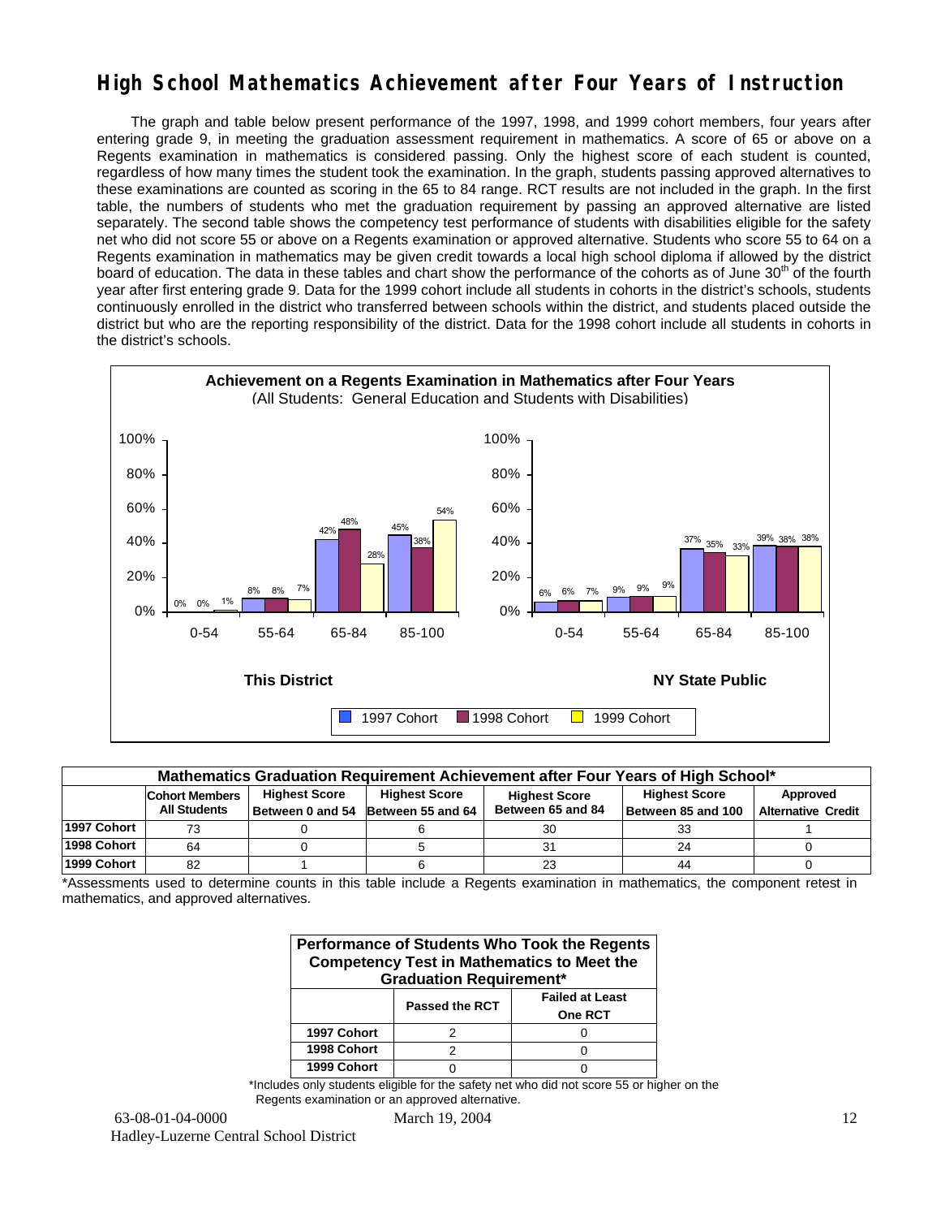# High School Mathematics Achievement after Four Years of Instruction

The graph and table below present performance of the 1997, 1998, and 1999 cohort members, four years after entering grade 9, in meeting the graduation assessment requirement in mathematics. A score of 65 or above on a Regents examination in mathematics is considered passing. Only the highest score of each student is counted, regardless of how many times the student took the examination. In the graph, students passing approved alternatives to these examinations are counted as scoring in the 65 to 84 range. RCT results are not included in the graph. In the first table, the numbers of students who met the graduation requirement by passing an approved alternative are listed separately. The second table shows the competency test performance of students with disabilities eligible for the safety net who did not score 55 or above on a Regents examination or approved alternative. Students who score 55 to 64 on a Regents examination in mathematics may be given credit towards a local high school diploma if allowed by the district board of education. The data in these tables and chart show the performance of the cohorts as of June 30th of the fourth year after first entering grade 9. Data for the 1999 cohort include all students in cohorts in the district's schools, students continuously enrolled in the district who transferred between schools within the district, and students placed outside the district but who are the reporting responsibility of the district. Data for the 1998 cohort include all students in cohorts in the district's schools.

**Achievement on a Regents Examination in Mathematics after Four Years**
(All Students: General Education and Students with Disabilities)

**This District**

| Score Range | 1997 Cohort | 1998 Cohort | 1999 Cohort |
|---|---|---|---|
| 0-54 | 0% | 0% | 1% |
| 55-64 | 8% | 8% | 7% |
| 65-84 | 42% | 48% | 28% |
| 85-100 | 45% | 38% | 54% |

**NY State Public**

| Score Range | 1997 Cohort | 1998 Cohort | 1999 Cohort |
|---|---|---|---|
| 0-54 | 6% | 6% | 7% |
| 55-64 | 9% | 9% | 9% |
| 65-84 | 37% | 35% | 33% |
| 85-100 | 39% | 38% | 38% |

**Mathematics Graduation Requirement Achievement after Four Years of High School***

| | Cohort Members All Students | Highest Score Between 0 and 54 | Highest Score Between 55 and 64 | Highest Score Between 65 and 84 | Highest Score Between 85 and 100 | Approved Alternative Credit |
|---|---|---|---|---|---|---|
| 1997 Cohort | 73 | 0 | 6 | 30 | 33 | 1 |
| 1998 Cohort | 64 | 0 | 5 | 31 | 24 | 0 |
| 1999 Cohort | 82 | 1 | 6 | 23 | 44 | 0 |

*Assessments used to determine counts in this table include a Regents examination in mathematics, the component retest in mathematics, and approved alternatives.

**Performance of Students Who Took the Regents Competency Test in Mathematics to Meet the Graduation Requirement***

| | Passed the RCT | Failed at Least One RCT |
|---|---|---|
| 1997 Cohort | 2 | 0 |
| 1998 Cohort | 2 | 0 |
| 1999 Cohort | 0 | 0 |

*Includes only students eligible for the safety net who did not score 55 or higher on the Regents examination or an approved alternative.

63-08-01-04-0000 March 19, 2004

Hadley-Luzerne Central School District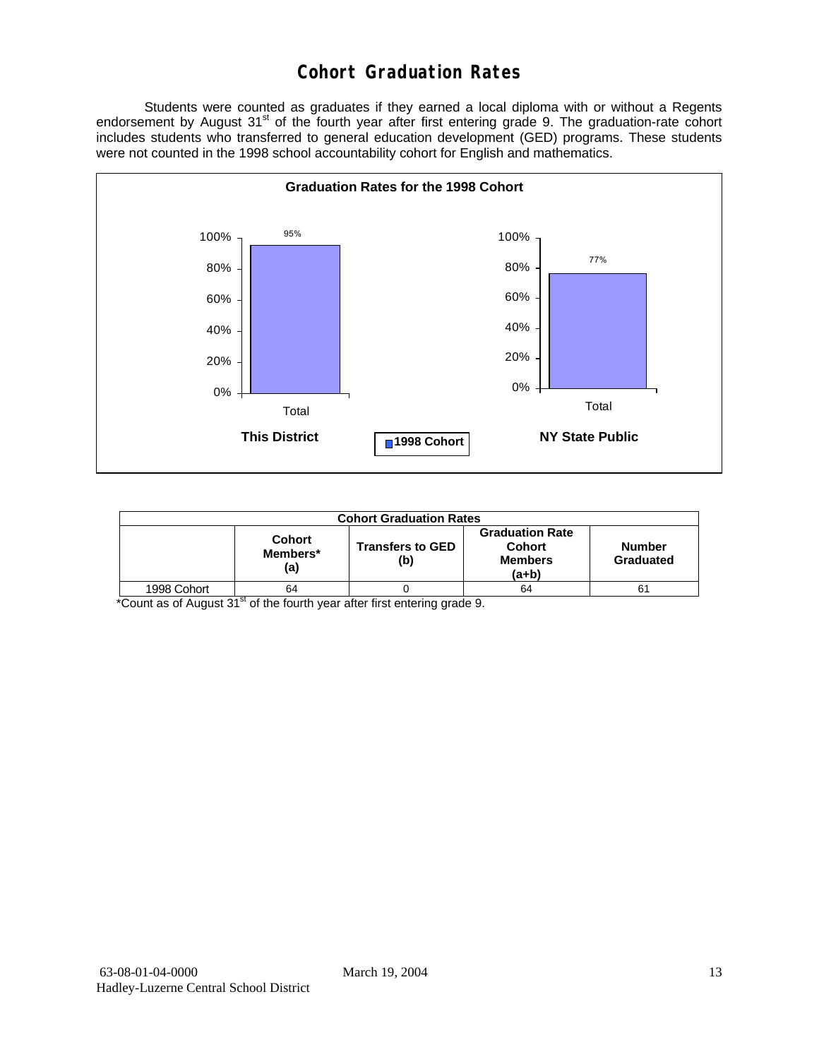# Cohort Graduation Rates

Students were counted as graduates if they earned a local diploma with or without a Regents endorsement by August 31st of the fourth year after first entering grade 9. The graduation-rate cohort includes students who transferred to general education development (GED) programs. These students were not counted in the 1998 school accountability cohort for English and mathematics.

**Graduation Rates for the 1998 Cohort**

| | This District | NY State Public |
|---|---|---|
| Total (1998 Cohort) | 95% | 77% |

| Cohort Graduation Rates | | | | |
|---|---|---|---|---|
| | **Cohort Members* (a)** | **Transfers to GED (b)** | **Graduation Rate Cohort Members (a+b)** | **Number Graduated** |
| 1998 Cohort | 64 | 0 | 64 | 61 |

*Count as of August 31st of the fourth year after first entering grade 9.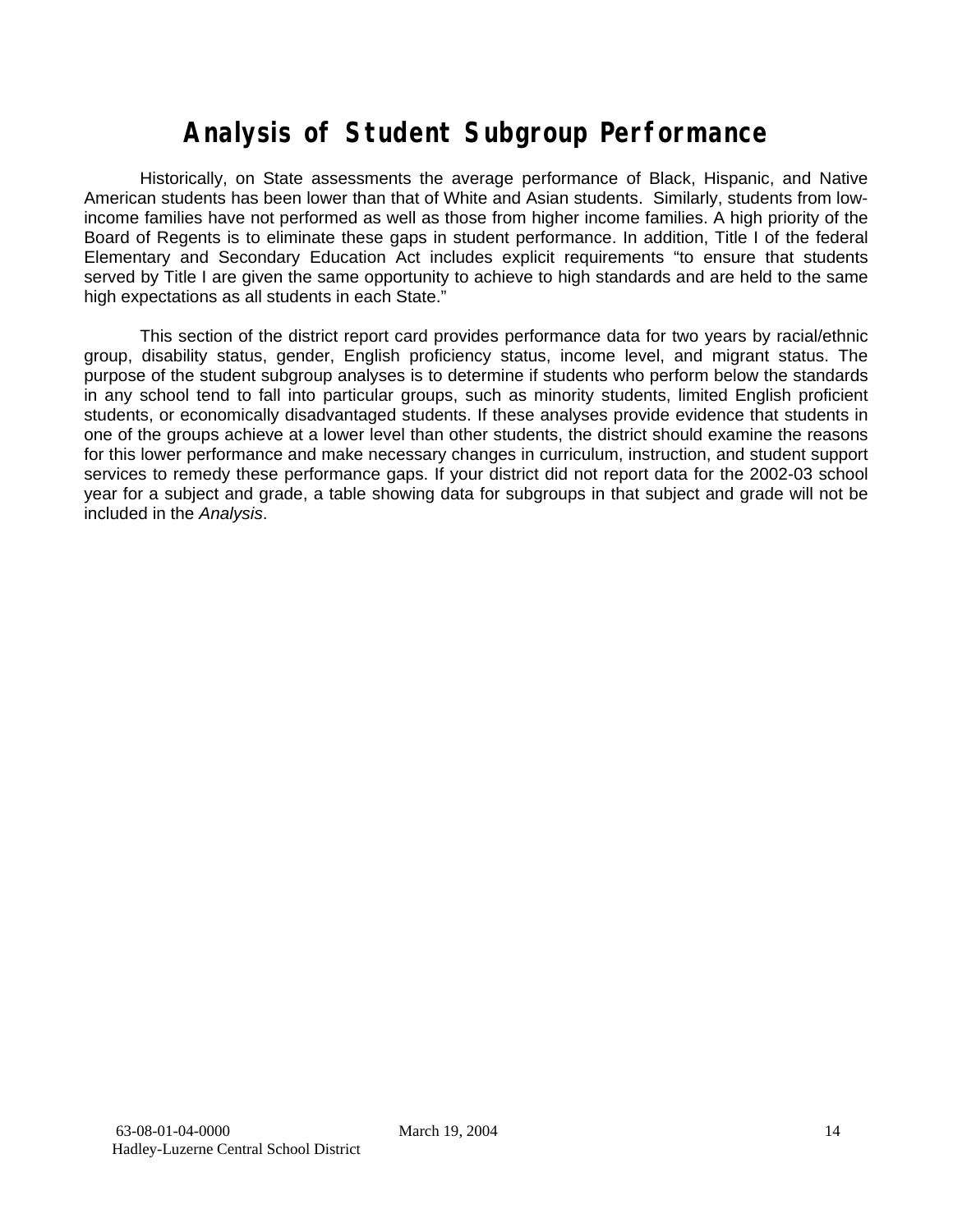# Analysis of Student Subgroup Performance

Historically, on State assessments the average performance of Black, Hispanic, and Native American students has been lower than that of White and Asian students. Similarly, students from low-income families have not performed as well as those from higher income families. A high priority of the Board of Regents is to eliminate these gaps in student performance. In addition, Title I of the federal Elementary and Secondary Education Act includes explicit requirements "to ensure that students served by Title I are given the same opportunity to achieve to high standards and are held to the same high expectations as all students in each State."

This section of the district report card provides performance data for two years by racial/ethnic group, disability status, gender, English proficiency status, income level, and migrant status. The purpose of the student subgroup analyses is to determine if students who perform below the standards in any school tend to fall into particular groups, such as minority students, limited English proficient students, or economically disadvantaged students. If these analyses provide evidence that students in one of the groups achieve at a lower level than other students, the district should examine the reasons for this lower performance and make necessary changes in curriculum, instruction, and student support services to remedy these performance gaps. If your district did not report data for the 2002-03 school year for a subject and grade, a table showing data for subgroups in that subject and grade will not be included in the *Analysis*.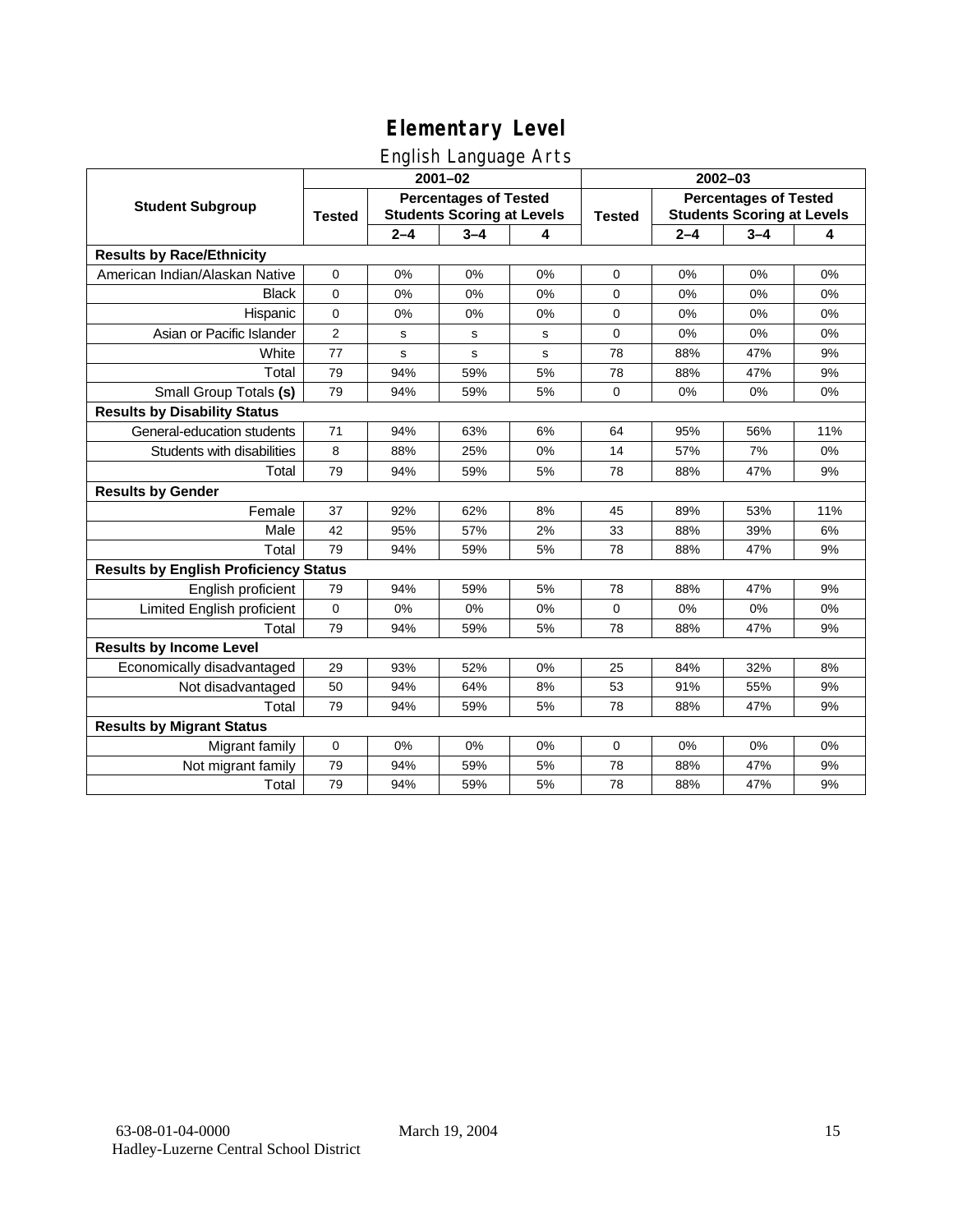# Elementary Level

## English Language Arts

| Student Subgroup | 2001–02 | | | | 2002–03 | | | |
|---|---|---|---|---|---|---|---|---|
| | Tested | Percentages of Tested Students Scoring at Levels | | | Tested | Percentages of Tested Students Scoring at Levels | | |
| | | 2–4 | 3–4 | 4 | | 2–4 | 3–4 | 4 |
| **Results by Race/Ethnicity** | | | | | | | | |
| American Indian/Alaskan Native | 0 | 0% | 0% | 0% | 0 | 0% | 0% | 0% |
| Black | 0 | 0% | 0% | 0% | 0 | 0% | 0% | 0% |
| Hispanic | 0 | 0% | 0% | 0% | 0 | 0% | 0% | 0% |
| Asian or Pacific Islander | 2 | s | s | s | 0 | 0% | 0% | 0% |
| White | 77 | s | s | s | 78 | 88% | 47% | 9% |
| Total | 79 | 94% | 59% | 5% | 78 | 88% | 47% | 9% |
| Small Group Totals **(s)** | 79 | 94% | 59% | 5% | 0 | 0% | 0% | 0% |
| **Results by Disability Status** | | | | | | | | |
| General-education students | 71 | 94% | 63% | 6% | 64 | 95% | 56% | 11% |
| Students with disabilities | 8 | 88% | 25% | 0% | 14 | 57% | 7% | 0% |
| Total | 79 | 94% | 59% | 5% | 78 | 88% | 47% | 9% |
| **Results by Gender** | | | | | | | | |
| Female | 37 | 92% | 62% | 8% | 45 | 89% | 53% | 11% |
| Male | 42 | 95% | 57% | 2% | 33 | 88% | 39% | 6% |
| Total | 79 | 94% | 59% | 5% | 78 | 88% | 47% | 9% |
| **Results by English Proficiency Status** | | | | | | | | |
| English proficient | 79 | 94% | 59% | 5% | 78 | 88% | 47% | 9% |
| Limited English proficient | 0 | 0% | 0% | 0% | 0 | 0% | 0% | 0% |
| Total | 79 | 94% | 59% | 5% | 78 | 88% | 47% | 9% |
| **Results by Income Level** | | | | | | | | |
| Economically disadvantaged | 29 | 93% | 52% | 0% | 25 | 84% | 32% | 8% |
| Not disadvantaged | 50 | 94% | 64% | 8% | 53 | 91% | 55% | 9% |
| Total | 79 | 94% | 59% | 5% | 78 | 88% | 47% | 9% |
| **Results by Migrant Status** | | | | | | | | |
| Migrant family | 0 | 0% | 0% | 0% | 0 | 0% | 0% | 0% |
| Not migrant family | 79 | 94% | 59% | 5% | 78 | 88% | 47% | 9% |
| Total | 79 | 94% | 59% | 5% | 78 | 88% | 47% | 9% |

63-08-01-04-0000 March 19, 2004
Hadley-Luzerne Central School District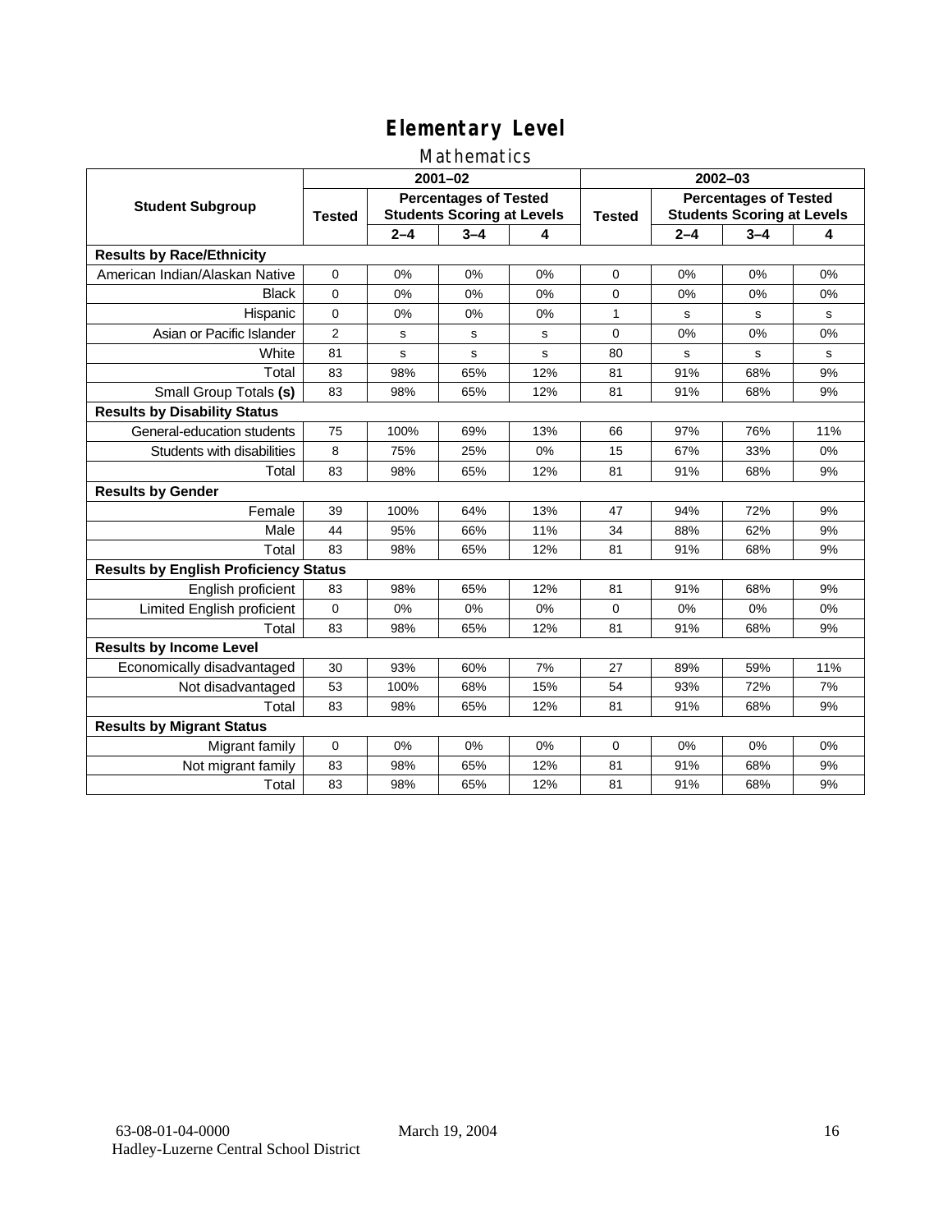# Elementary Level

## Mathematics

| Student Subgroup | 2001–02 | | | | 2002–03 | | | |
|---|---|---|---|---|---|---|---|---|
| | Tested | Percentages of Tested Students Scoring at Levels | | | Tested | Percentages of Tested Students Scoring at Levels | | |
| | | 2–4 | 3–4 | 4 | | 2–4 | 3–4 | 4 |
| **Results by Race/Ethnicity** | | | | | | | | |
| American Indian/Alaskan Native | 0 | 0% | 0% | 0% | 0 | 0% | 0% | 0% |
| Black | 0 | 0% | 0% | 0% | 0 | 0% | 0% | 0% |
| Hispanic | 0 | 0% | 0% | 0% | 1 | s | s | s |
| Asian or Pacific Islander | 2 | s | s | s | 0 | 0% | 0% | 0% |
| White | 81 | s | s | s | 80 | s | s | s |
| Total | 83 | 98% | 65% | 12% | 81 | 91% | 68% | 9% |
| Small Group Totals **(s)** | 83 | 98% | 65% | 12% | 81 | 91% | 68% | 9% |
| **Results by Disability Status** | | | | | | | | |
| General-education students | 75 | 100% | 69% | 13% | 66 | 97% | 76% | 11% |
| Students with disabilities | 8 | 75% | 25% | 0% | 15 | 67% | 33% | 0% |
| Total | 83 | 98% | 65% | 12% | 81 | 91% | 68% | 9% |
| **Results by Gender** | | | | | | | | |
| Female | 39 | 100% | 64% | 13% | 47 | 94% | 72% | 9% |
| Male | 44 | 95% | 66% | 11% | 34 | 88% | 62% | 9% |
| Total | 83 | 98% | 65% | 12% | 81 | 91% | 68% | 9% |
| **Results by English Proficiency Status** | | | | | | | | |
| English proficient | 83 | 98% | 65% | 12% | 81 | 91% | 68% | 9% |
| Limited English proficient | 0 | 0% | 0% | 0% | 0 | 0% | 0% | 0% |
| Total | 83 | 98% | 65% | 12% | 81 | 91% | 68% | 9% |
| **Results by Income Level** | | | | | | | | |
| Economically disadvantaged | 30 | 93% | 60% | 7% | 27 | 89% | 59% | 11% |
| Not disadvantaged | 53 | 100% | 68% | 15% | 54 | 93% | 72% | 7% |
| Total | 83 | 98% | 65% | 12% | 81 | 91% | 68% | 9% |
| **Results by Migrant Status** | | | | | | | | |
| Migrant family | 0 | 0% | 0% | 0% | 0 | 0% | 0% | 0% |
| Not migrant family | 83 | 98% | 65% | 12% | 81 | 91% | 68% | 9% |
| Total | 83 | 98% | 65% | 12% | 81 | 91% | 68% | 9% |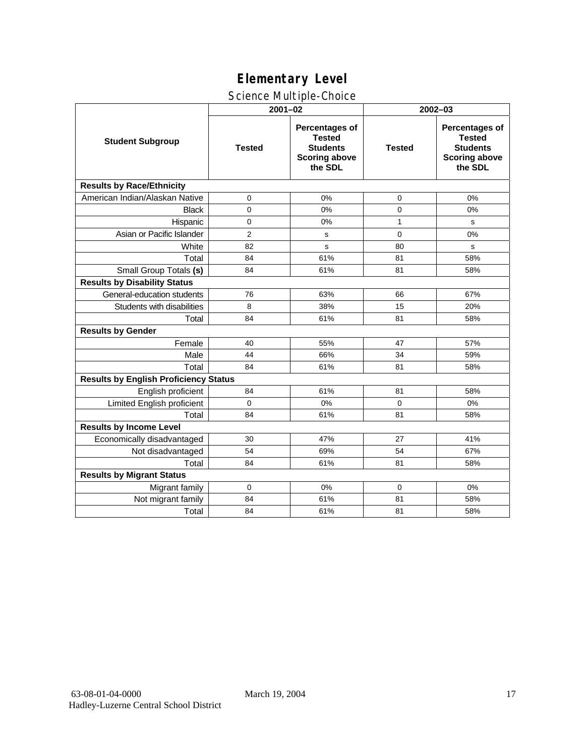# Elementary Level

## Science Multiple-Choice

| Student Subgroup | 2001–02 | | 2002–03 | |
|---|---|---|---|---|
| | Tested | Percentages of Tested Students Scoring above the SDL | Tested | Percentages of Tested Students Scoring above the SDL |
| **Results by Race/Ethnicity** | | | | |
| American Indian/Alaskan Native | 0 | 0% | 0 | 0% |
| Black | 0 | 0% | 0 | 0% |
| Hispanic | 0 | 0% | 1 | s |
| Asian or Pacific Islander | 2 | s | 0 | 0% |
| White | 82 | s | 80 | s |
| Total | 84 | 61% | 81 | 58% |
| Small Group Totals **(s)** | 84 | 61% | 81 | 58% |
| **Results by Disability Status** | | | | |
| General-education students | 76 | 63% | 66 | 67% |
| Students with disabilities | 8 | 38% | 15 | 20% |
| Total | 84 | 61% | 81 | 58% |
| **Results by Gender** | | | | |
| Female | 40 | 55% | 47 | 57% |
| Male | 44 | 66% | 34 | 59% |
| Total | 84 | 61% | 81 | 58% |
| **Results by English Proficiency Status** | | | | |
| English proficient | 84 | 61% | 81 | 58% |
| Limited English proficient | 0 | 0% | 0 | 0% |
| Total | 84 | 61% | 81 | 58% |
| **Results by Income Level** | | | | |
| Economically disadvantaged | 30 | 47% | 27 | 41% |
| Not disadvantaged | 54 | 69% | 54 | 67% |
| Total | 84 | 61% | 81 | 58% |
| **Results by Migrant Status** | | | | |
| Migrant family | 0 | 0% | 0 | 0% |
| Not migrant family | 84 | 61% | 81 | 58% |
| Total | 84 | 61% | 81 | 58% |

63-08-01-04-0000 March 19, 2004
Hadley-Luzerne Central School District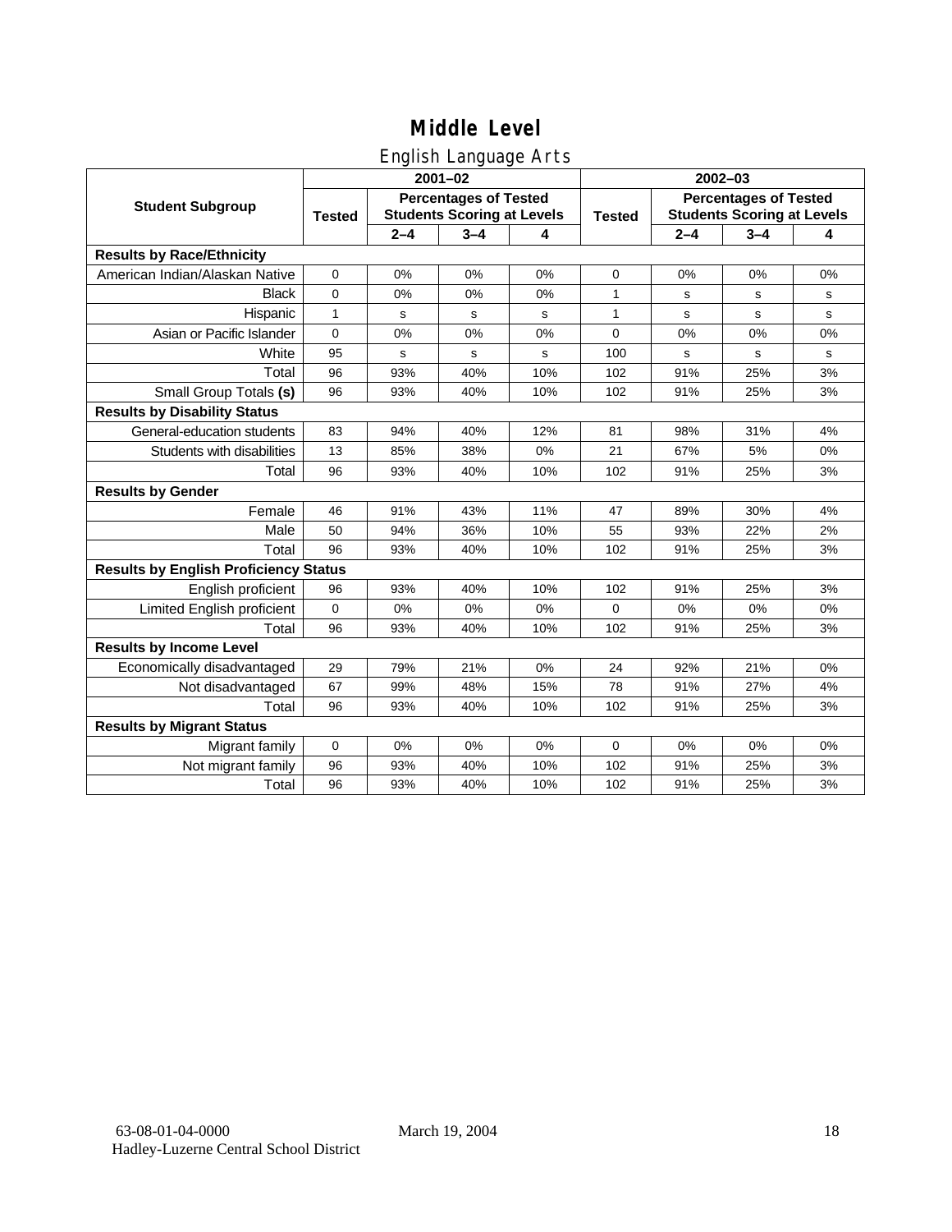# Middle Level

## English Language Arts

| Student Subgroup | 2001–02 | | | | 2002–03 | | | |
|---|---|---|---|---|---|---|---|---|
| | Tested | Percentages of Tested Students Scoring at Levels | | | Tested | Percentages of Tested Students Scoring at Levels | | |
| | | 2–4 | 3–4 | 4 | | 2–4 | 3–4 | 4 |
| **Results by Race/Ethnicity** | | | | | | | | |
| American Indian/Alaskan Native | 0 | 0% | 0% | 0% | 0 | 0% | 0% | 0% |
| Black | 0 | 0% | 0% | 0% | 1 | s | s | s |
| Hispanic | 1 | s | s | s | 1 | s | s | s |
| Asian or Pacific Islander | 0 | 0% | 0% | 0% | 0 | 0% | 0% | 0% |
| White | 95 | s | s | s | 100 | s | s | s |
| Total | 96 | 93% | 40% | 10% | 102 | 91% | 25% | 3% |
| Small Group Totals **(s)** | 96 | 93% | 40% | 10% | 102 | 91% | 25% | 3% |
| **Results by Disability Status** | | | | | | | | |
| General-education students | 83 | 94% | 40% | 12% | 81 | 98% | 31% | 4% |
| Students with disabilities | 13 | 85% | 38% | 0% | 21 | 67% | 5% | 0% |
| Total | 96 | 93% | 40% | 10% | 102 | 91% | 25% | 3% |
| **Results by Gender** | | | | | | | | |
| Female | 46 | 91% | 43% | 11% | 47 | 89% | 30% | 4% |
| Male | 50 | 94% | 36% | 10% | 55 | 93% | 22% | 2% |
| Total | 96 | 93% | 40% | 10% | 102 | 91% | 25% | 3% |
| **Results by English Proficiency Status** | | | | | | | | |
| English proficient | 96 | 93% | 40% | 10% | 102 | 91% | 25% | 3% |
| Limited English proficient | 0 | 0% | 0% | 0% | 0 | 0% | 0% | 0% |
| Total | 96 | 93% | 40% | 10% | 102 | 91% | 25% | 3% |
| **Results by Income Level** | | | | | | | | |
| Economically disadvantaged | 29 | 79% | 21% | 0% | 24 | 92% | 21% | 0% |
| Not disadvantaged | 67 | 99% | 48% | 15% | 78 | 91% | 27% | 4% |
| Total | 96 | 93% | 40% | 10% | 102 | 91% | 25% | 3% |
| **Results by Migrant Status** | | | | | | | | |
| Migrant family | 0 | 0% | 0% | 0% | 0 | 0% | 0% | 0% |
| Not migrant family | 96 | 93% | 40% | 10% | 102 | 91% | 25% | 3% |
| Total | 96 | 93% | 40% | 10% | 102 | 91% | 25% | 3% |

63-08-01-04-0000 March 19, 2004
Hadley-Luzerne Central School District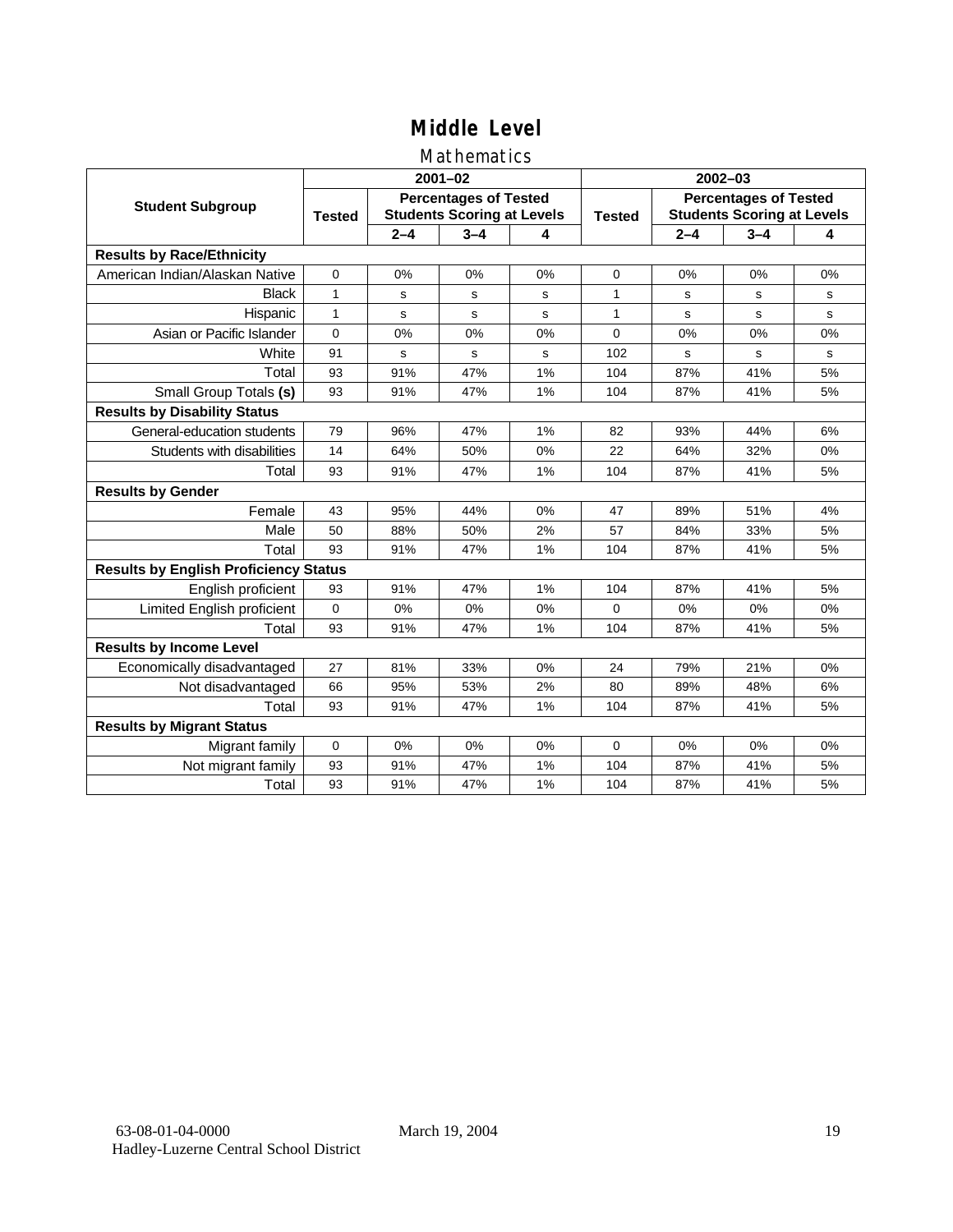# Middle Level

## Mathematics

| Student Subgroup | 2001–02 | | | | 2002–03 | | | |
|---|---|---|---|---|---|---|---|---|
| | Tested | Percentages of Tested Students Scoring at Levels | | | Tested | Percentages of Tested Students Scoring at Levels | | |
| | | 2–4 | 3–4 | 4 | | 2–4 | 3–4 | 4 |
| **Results by Race/Ethnicity** | | | | | | | | |
| American Indian/Alaskan Native | 0 | 0% | 0% | 0% | 0 | 0% | 0% | 0% |
| Black | 1 | s | s | s | 1 | s | s | s |
| Hispanic | 1 | s | s | s | 1 | s | s | s |
| Asian or Pacific Islander | 0 | 0% | 0% | 0% | 0 | 0% | 0% | 0% |
| White | 91 | s | s | s | 102 | s | s | s |
| Total | 93 | 91% | 47% | 1% | 104 | 87% | 41% | 5% |
| Small Group Totals **(s)** | 93 | 91% | 47% | 1% | 104 | 87% | 41% | 5% |
| **Results by Disability Status** | | | | | | | | |
| General-education students | 79 | 96% | 47% | 1% | 82 | 93% | 44% | 6% |
| Students with disabilities | 14 | 64% | 50% | 0% | 22 | 64% | 32% | 0% |
| Total | 93 | 91% | 47% | 1% | 104 | 87% | 41% | 5% |
| **Results by Gender** | | | | | | | | |
| Female | 43 | 95% | 44% | 0% | 47 | 89% | 51% | 4% |
| Male | 50 | 88% | 50% | 2% | 57 | 84% | 33% | 5% |
| Total | 93 | 91% | 47% | 1% | 104 | 87% | 41% | 5% |
| **Results by English Proficiency Status** | | | | | | | | |
| English proficient | 93 | 91% | 47% | 1% | 104 | 87% | 41% | 5% |
| Limited English proficient | 0 | 0% | 0% | 0% | 0 | 0% | 0% | 0% |
| Total | 93 | 91% | 47% | 1% | 104 | 87% | 41% | 5% |
| **Results by Income Level** | | | | | | | | |
| Economically disadvantaged | 27 | 81% | 33% | 0% | 24 | 79% | 21% | 0% |
| Not disadvantaged | 66 | 95% | 53% | 2% | 80 | 89% | 48% | 6% |
| Total | 93 | 91% | 47% | 1% | 104 | 87% | 41% | 5% |
| **Results by Migrant Status** | | | | | | | | |
| Migrant family | 0 | 0% | 0% | 0% | 0 | 0% | 0% | 0% |
| Not migrant family | 93 | 91% | 47% | 1% | 104 | 87% | 41% | 5% |
| Total | 93 | 91% | 47% | 1% | 104 | 87% | 41% | 5% |

63-08-01-04-0000 March 19, 2004
Hadley-Luzerne Central School District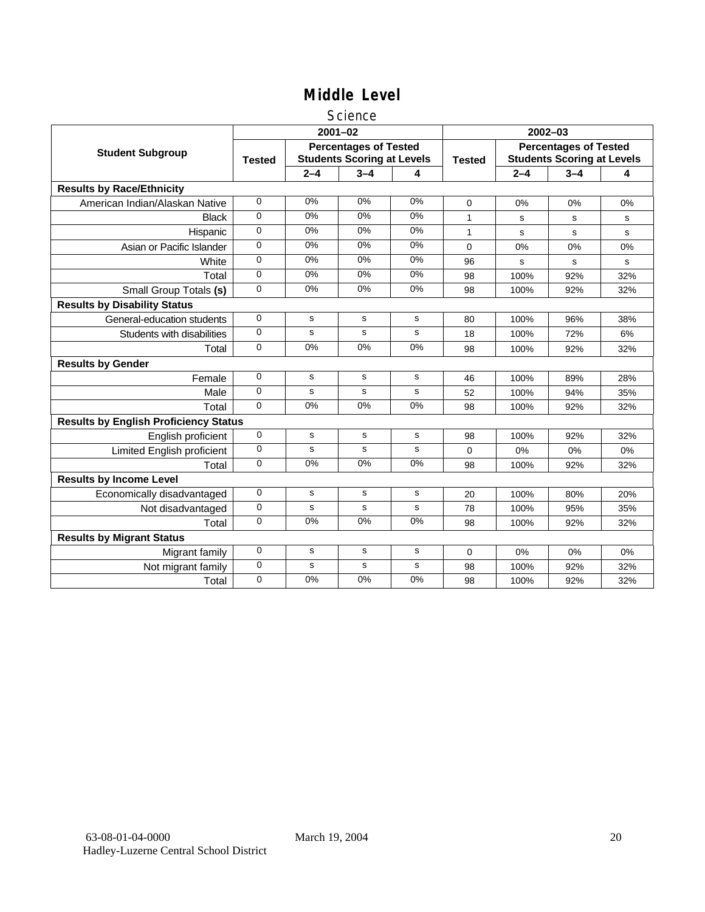# Middle Level

## Science

| Student Subgroup | 2001–02 | | | | 2002–03 | | | |
|---|---|---|---|---|---|---|---|---|
| | Tested | Percentages of Tested Students Scoring at Levels | | | Tested | Percentages of Tested Students Scoring at Levels | | |
| | | 2–4 | 3–4 | 4 | | 2–4 | 3–4 | 4 |
| **Results by Race/Ethnicity** | | | | | | | | |
| American Indian/Alaskan Native | 0 | 0% | 0% | 0% | 0 | 0% | 0% | 0% |
| Black | 0 | 0% | 0% | 0% | 1 | s | s | s |
| Hispanic | 0 | 0% | 0% | 0% | 1 | s | s | s |
| Asian or Pacific Islander | 0 | 0% | 0% | 0% | 0 | 0% | 0% | 0% |
| White | 0 | 0% | 0% | 0% | 96 | s | s | s |
| Total | 0 | 0% | 0% | 0% | 98 | 100% | 92% | 32% |
| Small Group Totals **(s)** | 0 | 0% | 0% | 0% | 98 | 100% | 92% | 32% |
| **Results by Disability Status** | | | | | | | | |
| General-education students | 0 | s | s | s | 80 | 100% | 96% | 38% |
| Students with disabilities | 0 | s | s | s | 18 | 100% | 72% | 6% |
| Total | 0 | 0% | 0% | 0% | 98 | 100% | 92% | 32% |
| **Results by Gender** | | | | | | | | |
| Female | 0 | s | s | s | 46 | 100% | 89% | 28% |
| Male | 0 | s | s | s | 52 | 100% | 94% | 35% |
| Total | 0 | 0% | 0% | 0% | 98 | 100% | 92% | 32% |
| **Results by English Proficiency Status** | | | | | | | | |
| English proficient | 0 | s | s | s | 98 | 100% | 92% | 32% |
| Limited English proficient | 0 | s | s | s | 0 | 0% | 0% | 0% |
| Total | 0 | 0% | 0% | 0% | 98 | 100% | 92% | 32% |
| **Results by Income Level** | | | | | | | | |
| Economically disadvantaged | 0 | s | s | s | 20 | 100% | 80% | 20% |
| Not disadvantaged | 0 | s | s | s | 78 | 100% | 95% | 35% |
| Total | 0 | 0% | 0% | 0% | 98 | 100% | 92% | 32% |
| **Results by Migrant Status** | | | | | | | | |
| Migrant family | 0 | s | s | s | 0 | 0% | 0% | 0% |
| Not migrant family | 0 | s | s | s | 98 | 100% | 92% | 32% |
| Total | 0 | 0% | 0% | 0% | 98 | 100% | 92% | 32% |

63-08-01-04-0000 March 19, 2004
Hadley-Luzerne Central School District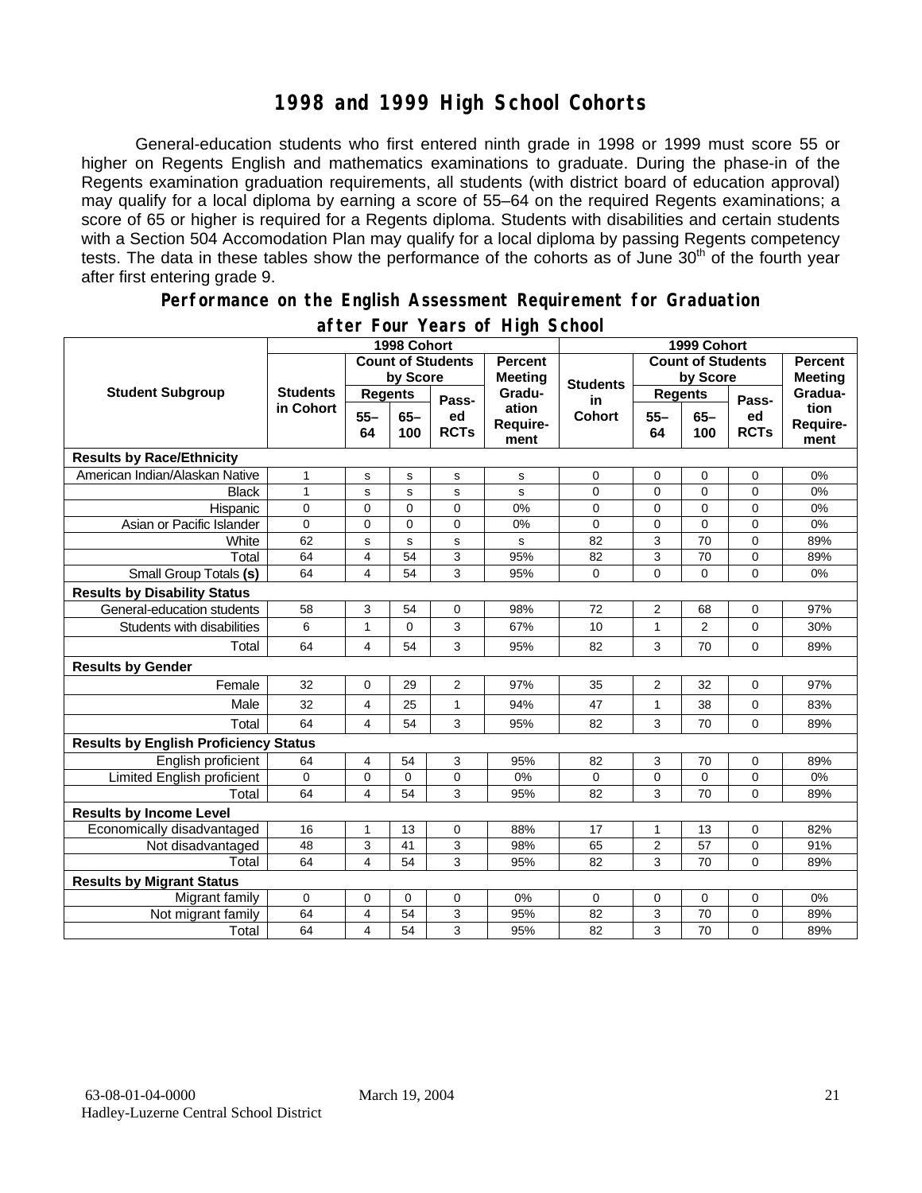# 1998 and 1999 High School Cohorts

General-education students who first entered ninth grade in 1998 or 1999 must score 55 or higher on Regents English and mathematics examinations to graduate. During the phase-in of the Regents examination graduation requirements, all students (with district board of education approval) may qualify for a local diploma by earning a score of 55–64 on the required Regents examinations; a score of 65 or higher is required for a Regents diploma. Students with disabilities and certain students with a Section 504 Accomodation Plan may qualify for a local diploma by passing Regents competency tests. The data in these tables show the performance of the cohorts as of June 30th of the fourth year after first entering grade 9.

## Performance on the English Assessment Requirement for Graduation after Four Years of High School

| Student Subgroup | 1998 Cohort | | | | | 1999 Cohort | | | | |
|---|---|---|---|---|---|---|---|---|---|---|
| | Students in Cohort | Count of Students by Score | | | Percent Meeting Graduation Requirement | Students in Cohort | Count of Students by Score | | | Percent Meeting Graduation Requirement |
| | | Regents 55–64 | Regents 65–100 | Passed RCTs | | | Regents 55–64 | Regents 65–100 | Passed RCTs | |
| **Results by Race/Ethnicity** | | | | | | | | | | |
| American Indian/Alaskan Native | 1 | s | s | s | s | 0 | 0 | 0 | 0 | 0% |
| Black | 1 | s | s | s | s | 0 | 0 | 0 | 0 | 0% |
| Hispanic | 0 | 0 | 0 | 0 | 0% | 0 | 0 | 0 | 0 | 0% |
| Asian or Pacific Islander | 0 | 0 | 0 | 0 | 0% | 0 | 0 | 0 | 0 | 0% |
| White | 62 | s | s | s | s | 82 | 3 | 70 | 0 | 89% |
| Total | 64 | 4 | 54 | 3 | 95% | 82 | 3 | 70 | 0 | 89% |
| Small Group Totals **(s)** | 64 | 4 | 54 | 3 | 95% | 0 | 0 | 0 | 0 | 0% |
| **Results by Disability Status** | | | | | | | | | | |
| General-education students | 58 | 3 | 54 | 0 | 98% | 72 | 2 | 68 | 0 | 97% |
| Students with disabilities | 6 | 1 | 0 | 3 | 67% | 10 | 1 | 2 | 0 | 30% |
| Total | 64 | 4 | 54 | 3 | 95% | 82 | 3 | 70 | 0 | 89% |
| **Results by Gender** | | | | | | | | | | |
| Female | 32 | 0 | 29 | 2 | 97% | 35 | 2 | 32 | 0 | 97% |
| Male | 32 | 4 | 25 | 1 | 94% | 47 | 1 | 38 | 0 | 83% |
| Total | 64 | 4 | 54 | 3 | 95% | 82 | 3 | 70 | 0 | 89% |
| **Results by English Proficiency Status** | | | | | | | | | | |
| English proficient | 64 | 4 | 54 | 3 | 95% | 82 | 3 | 70 | 0 | 89% |
| Limited English proficient | 0 | 0 | 0 | 0 | 0% | 0 | 0 | 0 | 0 | 0% |
| Total | 64 | 4 | 54 | 3 | 95% | 82 | 3 | 70 | 0 | 89% |
| **Results by Income Level** | | | | | | | | | | |
| Economically disadvantaged | 16 | 1 | 13 | 0 | 88% | 17 | 1 | 13 | 0 | 82% |
| Not disadvantaged | 48 | 3 | 41 | 3 | 98% | 65 | 2 | 57 | 0 | 91% |
| Total | 64 | 4 | 54 | 3 | 95% | 82 | 3 | 70 | 0 | 89% |
| **Results by Migrant Status** | | | | | | | | | | |
| Migrant family | 0 | 0 | 0 | 0 | 0% | 0 | 0 | 0 | 0 | 0% |
| Not migrant family | 64 | 4 | 54 | 3 | 95% | 82 | 3 | 70 | 0 | 89% |
| Total | 64 | 4 | 54 | 3 | 95% | 82 | 3 | 70 | 0 | 89% |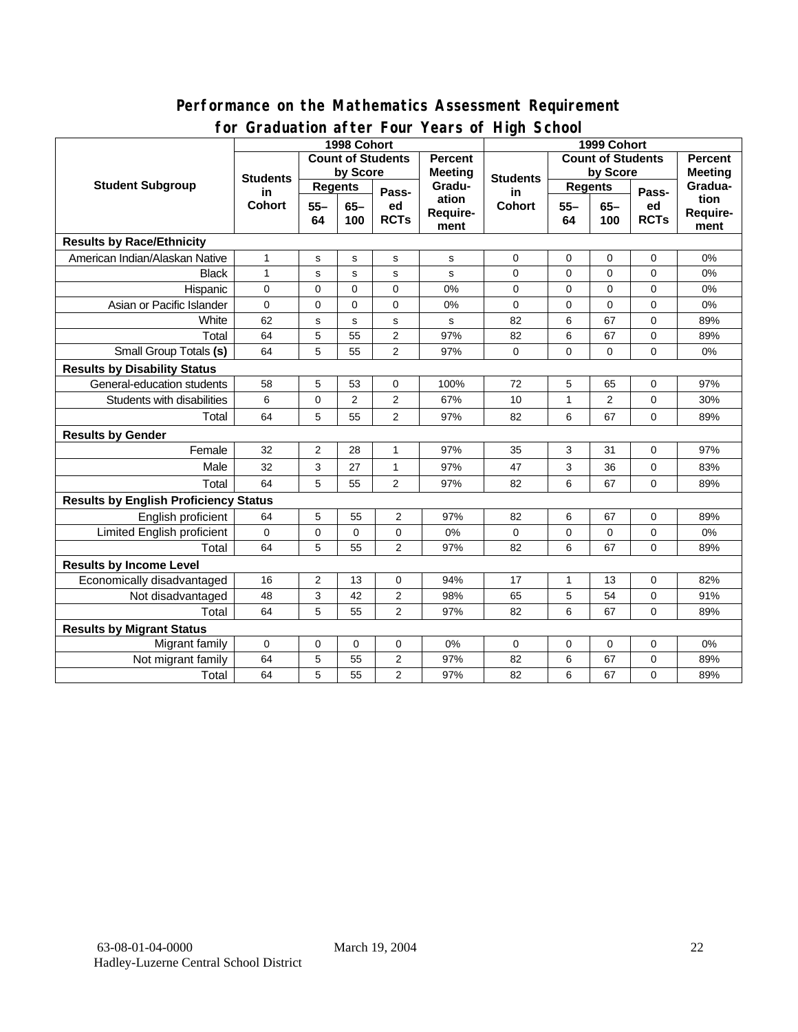## Performance on the Mathematics Assessment Requirement for Graduation after Four Years of High School

| Student Subgroup | 1998 Cohort | | | | | 1999 Cohort | | | | |
|---|---|---|---|---|---|---|---|---|---|---|
| | Students in Cohort | Count of Students by Score | | | Percent Meeting Graduation Requirement | Students in Cohort | Count of Students by Score | | | Percent Meeting Graduation Requirement |
| | | Regents | | Passed RCTs | | | Regents | | Passed RCTs | |
| | | 55–64 | 65–100 | | | | 55–64 | 65–100 | | |
| **Results by Race/Ethnicity** | | | | | | | | | | |
| American Indian/Alaskan Native | 1 | s | s | s | s | 0 | 0 | 0 | 0 | 0% |
| Black | 1 | s | s | s | s | 0 | 0 | 0 | 0 | 0% |
| Hispanic | 0 | 0 | 0 | 0 | 0% | 0 | 0 | 0 | 0 | 0% |
| Asian or Pacific Islander | 0 | 0 | 0 | 0 | 0% | 0 | 0 | 0 | 0 | 0% |
| White | 62 | s | s | s | s | 82 | 6 | 67 | 0 | 89% |
| Total | 64 | 5 | 55 | 2 | 97% | 82 | 6 | 67 | 0 | 89% |
| Small Group Totals **(s)** | 64 | 5 | 55 | 2 | 97% | 0 | 0 | 0 | 0 | 0% |
| **Results by Disability Status** | | | | | | | | | | |
| General-education students | 58 | 5 | 53 | 0 | 100% | 72 | 5 | 65 | 0 | 97% |
| Students with disabilities | 6 | 0 | 2 | 2 | 67% | 10 | 1 | 2 | 0 | 30% |
| Total | 64 | 5 | 55 | 2 | 97% | 82 | 6 | 67 | 0 | 89% |
| **Results by Gender** | | | | | | | | | | |
| Female | 32 | 2 | 28 | 1 | 97% | 35 | 3 | 31 | 0 | 97% |
| Male | 32 | 3 | 27 | 1 | 97% | 47 | 3 | 36 | 0 | 83% |
| Total | 64 | 5 | 55 | 2 | 97% | 82 | 6 | 67 | 0 | 89% |
| **Results by English Proficiency Status** | | | | | | | | | | |
| English proficient | 64 | 5 | 55 | 2 | 97% | 82 | 6 | 67 | 0 | 89% |
| Limited English proficient | 0 | 0 | 0 | 0 | 0% | 0 | 0 | 0 | 0 | 0% |
| Total | 64 | 5 | 55 | 2 | 97% | 82 | 6 | 67 | 0 | 89% |
| **Results by Income Level** | | | | | | | | | | |
| Economically disadvantaged | 16 | 2 | 13 | 0 | 94% | 17 | 1 | 13 | 0 | 82% |
| Not disadvantaged | 48 | 3 | 42 | 2 | 98% | 65 | 5 | 54 | 0 | 91% |
| Total | 64 | 5 | 55 | 2 | 97% | 82 | 6 | 67 | 0 | 89% |
| **Results by Migrant Status** | | | | | | | | | | |
| Migrant family | 0 | 0 | 0 | 0 | 0% | 0 | 0 | 0 | 0 | 0% |
| Not migrant family | 64 | 5 | 55 | 2 | 97% | 82 | 6 | 67 | 0 | 89% |
| Total | 64 | 5 | 55 | 2 | 97% | 82 | 6 | 67 | 0 | 89% |

63-08-01-04-0000 March 19, 2004
Hadley-Luzerne Central School District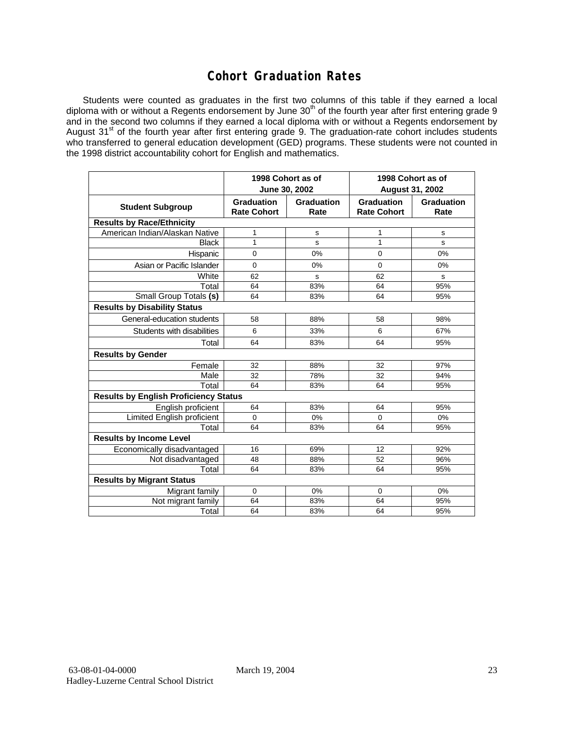# Cohort Graduation Rates

Students were counted as graduates in the first two columns of this table if they earned a local diploma with or without a Regents endorsement by June 30th of the fourth year after first entering grade 9 and in the second two columns if they earned a local diploma with or without a Regents endorsement by August 31st of the fourth year after first entering grade 9. The graduation-rate cohort includes students who transferred to general education development (GED) programs. These students were not counted in the 1998 district accountability cohort for English and mathematics.

| | 1998 Cohort as of June 30, 2002 | | 1998 Cohort as of August 31, 2002 | |
|---|---|---|---|---|
| **Student Subgroup** | **Graduation Rate Cohort** | **Graduation Rate** | **Graduation Rate Cohort** | **Graduation Rate** |
| **Results by Race/Ethnicity** | | | | |
| American Indian/Alaskan Native | 1 | s | 1 | s |
| Black | 1 | s | 1 | s |
| Hispanic | 0 | 0% | 0 | 0% |
| Asian or Pacific Islander | 0 | 0% | 0 | 0% |
| White | 62 | s | 62 | s |
| Total | 64 | 83% | 64 | 95% |
| Small Group Totals **(s)** | 64 | 83% | 64 | 95% |
| **Results by Disability Status** | | | | |
| General-education students | 58 | 88% | 58 | 98% |
| Students with disabilities | 6 | 33% | 6 | 67% |
| Total | 64 | 83% | 64 | 95% |
| **Results by Gender** | | | | |
| Female | 32 | 88% | 32 | 97% |
| Male | 32 | 78% | 32 | 94% |
| Total | 64 | 83% | 64 | 95% |
| **Results by English Proficiency Status** | | | | |
| English proficient | 64 | 83% | 64 | 95% |
| Limited English proficient | 0 | 0% | 0 | 0% |
| Total | 64 | 83% | 64 | 95% |
| **Results by Income Level** | | | | |
| Economically disadvantaged | 16 | 69% | 12 | 92% |
| Not disadvantaged | 48 | 88% | 52 | 96% |
| Total | 64 | 83% | 64 | 95% |
| **Results by Migrant Status** | | | | |
| Migrant family | 0 | 0% | 0 | 0% |
| Not migrant family | 64 | 83% | 64 | 95% |
| Total | 64 | 83% | 64 | 95% |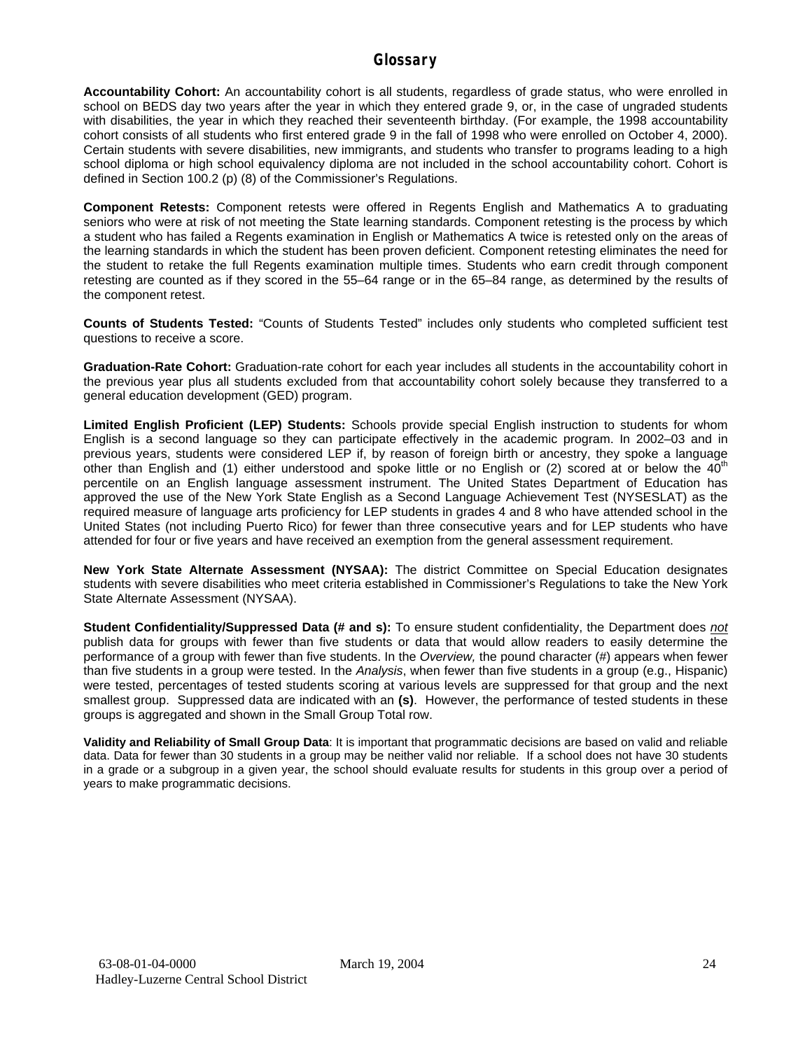# Glossary

**Accountability Cohort:** An accountability cohort is all students, regardless of grade status, who were enrolled in school on BEDS day two years after the year in which they entered grade 9, or, in the case of ungraded students with disabilities, the year in which they reached their seventeenth birthday. (For example, the 1998 accountability cohort consists of all students who first entered grade 9 in the fall of 1998 who were enrolled on October 4, 2000). Certain students with severe disabilities, new immigrants, and students who transfer to programs leading to a high school diploma or high school equivalency diploma are not included in the school accountability cohort. Cohort is defined in Section 100.2 (p) (8) of the Commissioner's Regulations.

**Component Retests:** Component retests were offered in Regents English and Mathematics A to graduating seniors who were at risk of not meeting the State learning standards. Component retesting is the process by which a student who has failed a Regents examination in English or Mathematics A twice is retested only on the areas of the learning standards in which the student has been proven deficient. Component retesting eliminates the need for the student to retake the full Regents examination multiple times. Students who earn credit through component retesting are counted as if they scored in the 55–64 range or in the 65–84 range, as determined by the results of the component retest.

**Counts of Students Tested:** "Counts of Students Tested" includes only students who completed sufficient test questions to receive a score.

**Graduation-Rate Cohort:** Graduation-rate cohort for each year includes all students in the accountability cohort in the previous year plus all students excluded from that accountability cohort solely because they transferred to a general education development (GED) program.

**Limited English Proficient (LEP) Students:** Schools provide special English instruction to students for whom English is a second language so they can participate effectively in the academic program. In 2002–03 and in previous years, students were considered LEP if, by reason of foreign birth or ancestry, they spoke a language other than English and (1) either understood and spoke little or no English or (2) scored at or below the 40th percentile on an English language assessment instrument. The United States Department of Education has approved the use of the New York State English as a Second Language Achievement Test (NYSESLAT) as the required measure of language arts proficiency for LEP students in grades 4 and 8 who have attended school in the United States (not including Puerto Rico) for fewer than three consecutive years and for LEP students who have attended for four or five years and have received an exemption from the general assessment requirement.

**New York State Alternate Assessment (NYSAA):** The district Committee on Special Education designates students with severe disabilities who meet criteria established in Commissioner's Regulations to take the New York State Alternate Assessment (NYSAA).

**Student Confidentiality/Suppressed Data (# and s):** To ensure student confidentiality, the Department does *not* publish data for groups with fewer than five students or data that would allow readers to easily determine the performance of a group with fewer than five students. In the *Overview,* the pound character (#) appears when fewer than five students in a group were tested. In the *Analysis*, when fewer than five students in a group (e.g., Hispanic) were tested, percentages of tested students scoring at various levels are suppressed for that group and the next smallest group. Suppressed data are indicated with an **(s)**. However, the performance of tested students in these groups is aggregated and shown in the Small Group Total row.

**Validity and Reliability of Small Group Data**: It is important that programmatic decisions are based on valid and reliable data. Data for fewer than 30 students in a group may be neither valid nor reliable. If a school does not have 30 students in a grade or a subgroup in a given year, the school should evaluate results for students in this group over a period of years to make programmatic decisions.